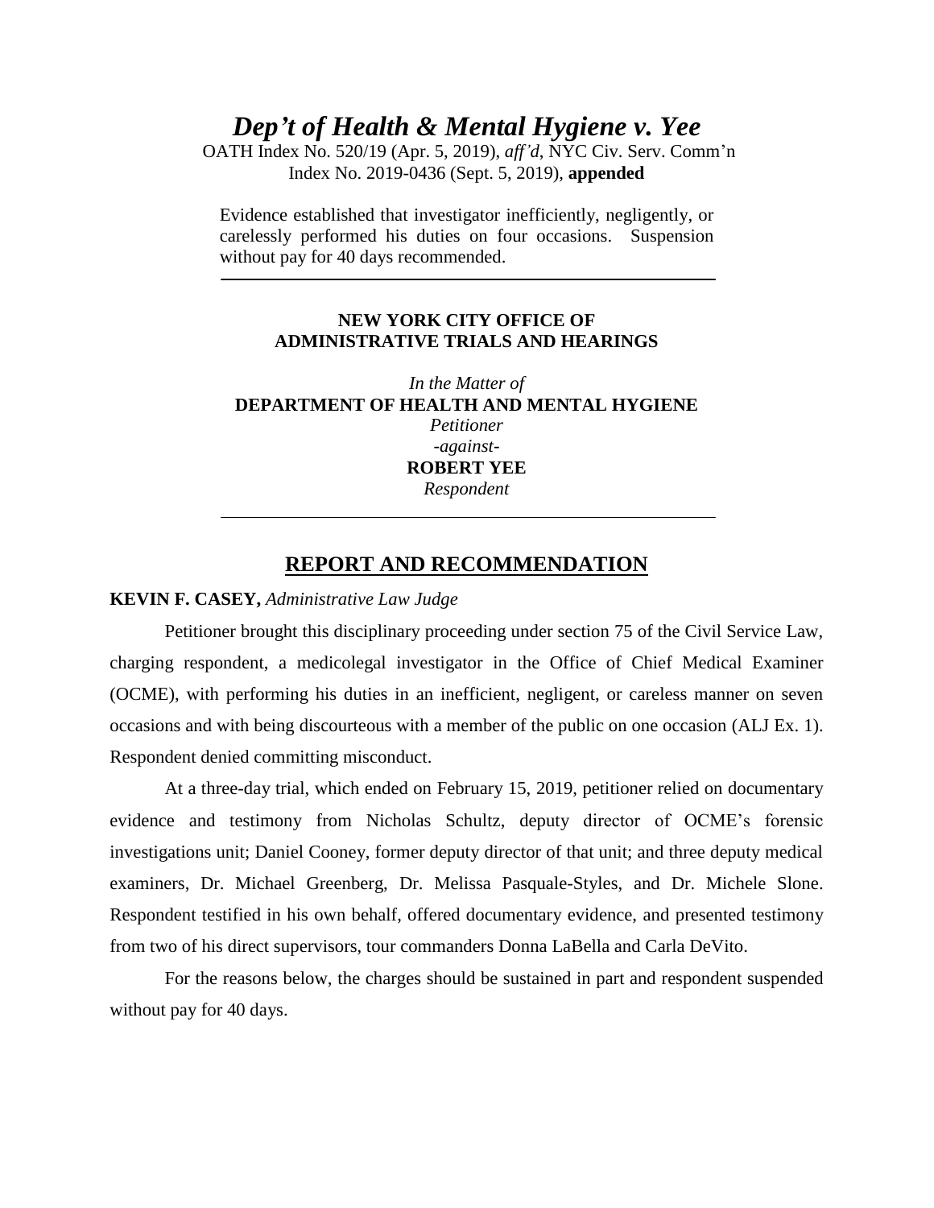# *Dep't of Health & Mental Hygiene v. Yee*

OATH Index No. 520/19 (Apr. 5, 2019), *aff'd*, NYC Civ. Serv. Comm'n Index No. 2019-0436 (Sept. 5, 2019), **appended**

Evidence established that investigator inefficiently, negligently, or carelessly performed his duties on four occasions. Suspension without pay for 40 days recommended.

---

**NEW YORK CITY OFFICE OF ADMINISTRATIVE TRIALS AND HEARINGS**

*In the Matter of*
**DEPARTMENT OF HEALTH AND MENTAL HYGIENE**
*Petitioner*
*-against-*
**ROBERT YEE**
*Respondent*

---

## REPORT AND RECOMMENDATION

**KEVIN F. CASEY,** *Administrative Law Judge*

Petitioner brought this disciplinary proceeding under section 75 of the Civil Service Law, charging respondent, a medicolegal investigator in the Office of Chief Medical Examiner (OCME), with performing his duties in an inefficient, negligent, or careless manner on seven occasions and with being discourteous with a member of the public on one occasion (ALJ Ex. 1). Respondent denied committing misconduct.

At a three-day trial, which ended on February 15, 2019, petitioner relied on documentary evidence and testimony from Nicholas Schultz, deputy director of OCME's forensic investigations unit; Daniel Cooney, former deputy director of that unit; and three deputy medical examiners, Dr. Michael Greenberg, Dr. Melissa Pasquale-Styles, and Dr. Michele Slone. Respondent testified in his own behalf, offered documentary evidence, and presented testimony from two of his direct supervisors, tour commanders Donna LaBella and Carla DeVito.

For the reasons below, the charges should be sustained in part and respondent suspended without pay for 40 days.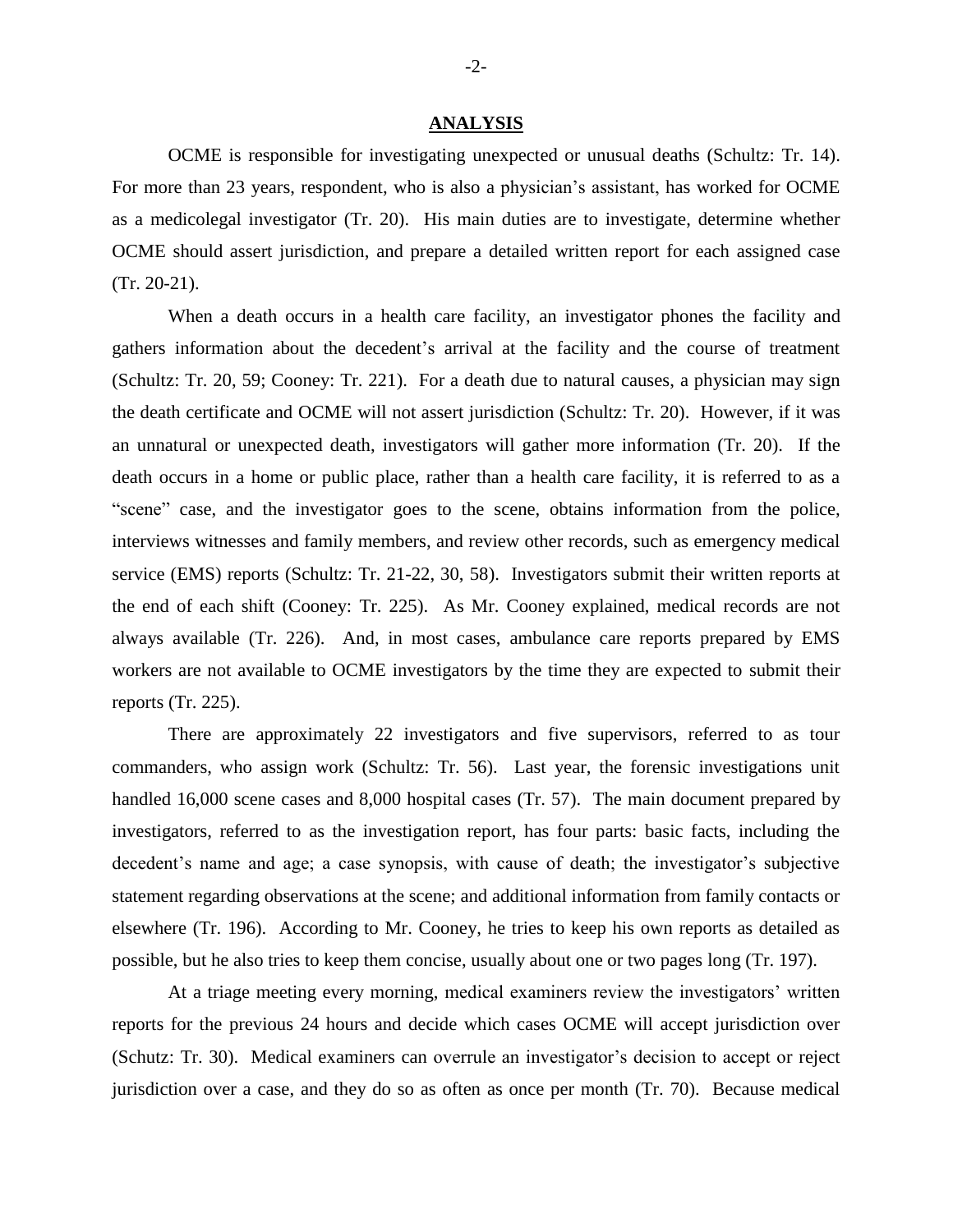## ANALYSIS

OCME is responsible for investigating unexpected or unusual deaths (Schultz: Tr. 14). For more than 23 years, respondent, who is also a physician's assistant, has worked for OCME as a medicolegal investigator (Tr. 20). His main duties are to investigate, determine whether OCME should assert jurisdiction, and prepare a detailed written report for each assigned case (Tr. 20-21).

When a death occurs in a health care facility, an investigator phones the facility and gathers information about the decedent's arrival at the facility and the course of treatment (Schultz: Tr. 20, 59; Cooney: Tr. 221). For a death due to natural causes, a physician may sign the death certificate and OCME will not assert jurisdiction (Schultz: Tr. 20). However, if it was an unnatural or unexpected death, investigators will gather more information (Tr. 20). If the death occurs in a home or public place, rather than a health care facility, it is referred to as a "scene" case, and the investigator goes to the scene, obtains information from the police, interviews witnesses and family members, and review other records, such as emergency medical service (EMS) reports (Schultz: Tr. 21-22, 30, 58). Investigators submit their written reports at the end of each shift (Cooney: Tr. 225). As Mr. Cooney explained, medical records are not always available (Tr. 226). And, in most cases, ambulance care reports prepared by EMS workers are not available to OCME investigators by the time they are expected to submit their reports (Tr. 225).

There are approximately 22 investigators and five supervisors, referred to as tour commanders, who assign work (Schultz: Tr. 56). Last year, the forensic investigations unit handled 16,000 scene cases and 8,000 hospital cases (Tr. 57). The main document prepared by investigators, referred to as the investigation report, has four parts: basic facts, including the decedent's name and age; a case synopsis, with cause of death; the investigator's subjective statement regarding observations at the scene; and additional information from family contacts or elsewhere (Tr. 196). According to Mr. Cooney, he tries to keep his own reports as detailed as possible, but he also tries to keep them concise, usually about one or two pages long (Tr. 197).

At a triage meeting every morning, medical examiners review the investigators' written reports for the previous 24 hours and decide which cases OCME will accept jurisdiction over (Schutz: Tr. 30). Medical examiners can overrule an investigator's decision to accept or reject jurisdiction over a case, and they do so as often as once per month (Tr. 70). Because medical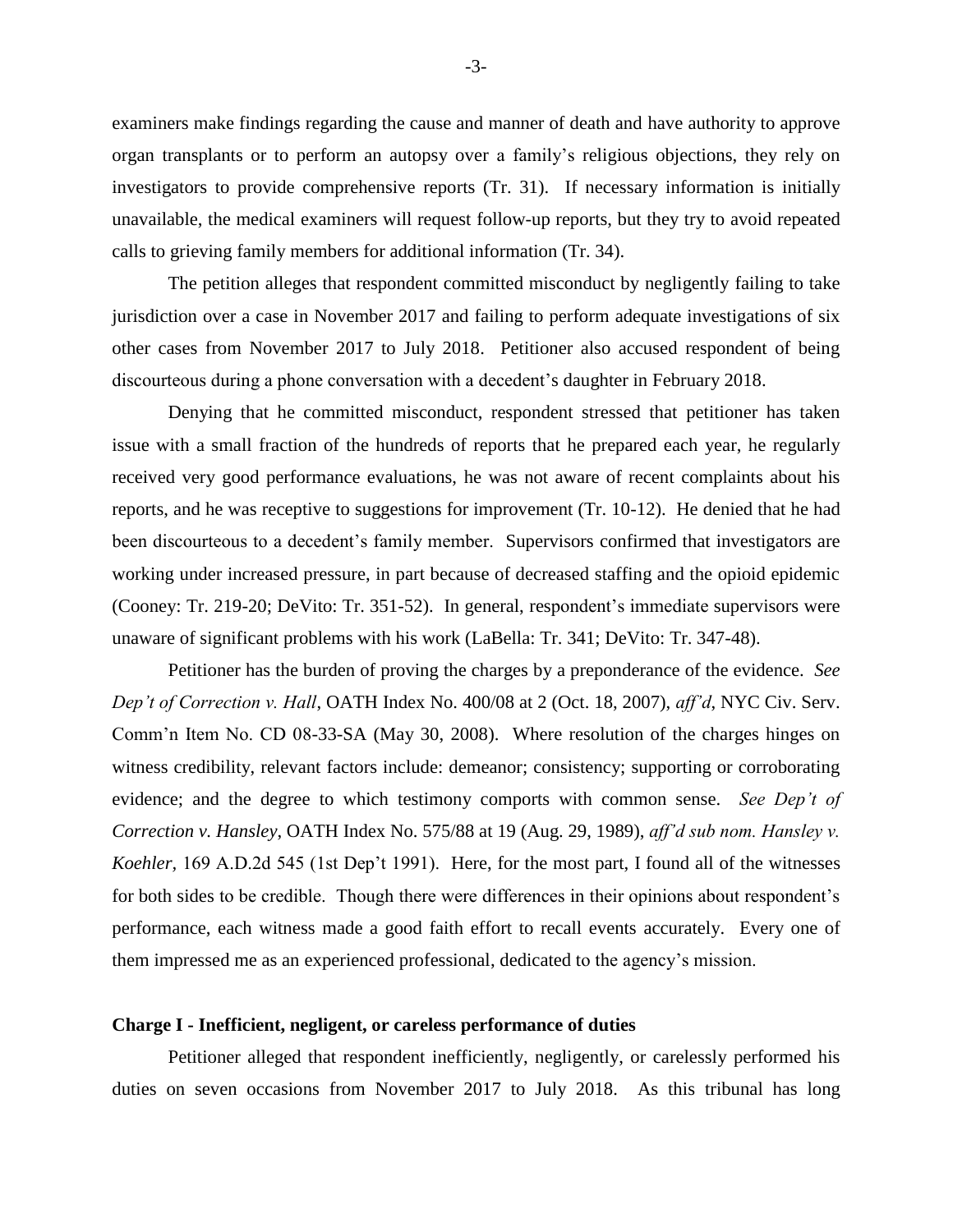examiners make findings regarding the cause and manner of death and have authority to approve organ transplants or to perform an autopsy over a family's religious objections, they rely on investigators to provide comprehensive reports (Tr. 31). If necessary information is initially unavailable, the medical examiners will request follow-up reports, but they try to avoid repeated calls to grieving family members for additional information (Tr. 34).

The petition alleges that respondent committed misconduct by negligently failing to take jurisdiction over a case in November 2017 and failing to perform adequate investigations of six other cases from November 2017 to July 2018. Petitioner also accused respondent of being discourteous during a phone conversation with a decedent's daughter in February 2018.

Denying that he committed misconduct, respondent stressed that petitioner has taken issue with a small fraction of the hundreds of reports that he prepared each year, he regularly received very good performance evaluations, he was not aware of recent complaints about his reports, and he was receptive to suggestions for improvement (Tr. 10-12). He denied that he had been discourteous to a decedent's family member. Supervisors confirmed that investigators are working under increased pressure, in part because of decreased staffing and the opioid epidemic (Cooney: Tr. 219-20; DeVito: Tr. 351-52). In general, respondent's immediate supervisors were unaware of significant problems with his work (LaBella: Tr. 341; DeVito: Tr. 347-48).

Petitioner has the burden of proving the charges by a preponderance of the evidence. *See Dep't of Correction v. Hall*, OATH Index No. 400/08 at 2 (Oct. 18, 2007), *aff'd*, NYC Civ. Serv. Comm'n Item No. CD 08-33-SA (May 30, 2008). Where resolution of the charges hinges on witness credibility, relevant factors include: demeanor; consistency; supporting or corroborating evidence; and the degree to which testimony comports with common sense. *See Dep't of Correction v. Hansley*, OATH Index No. 575/88 at 19 (Aug. 29, 1989), *aff'd sub nom. Hansley v. Koehler*, 169 A.D.2d 545 (1st Dep't 1991). Here, for the most part, I found all of the witnesses for both sides to be credible. Though there were differences in their opinions about respondent's performance, each witness made a good faith effort to recall events accurately. Every one of them impressed me as an experienced professional, dedicated to the agency's mission.

**Charge I - Inefficient, negligent, or careless performance of duties**

Petitioner alleged that respondent inefficiently, negligently, or carelessly performed his duties on seven occasions from November 2017 to July 2018. As this tribunal has long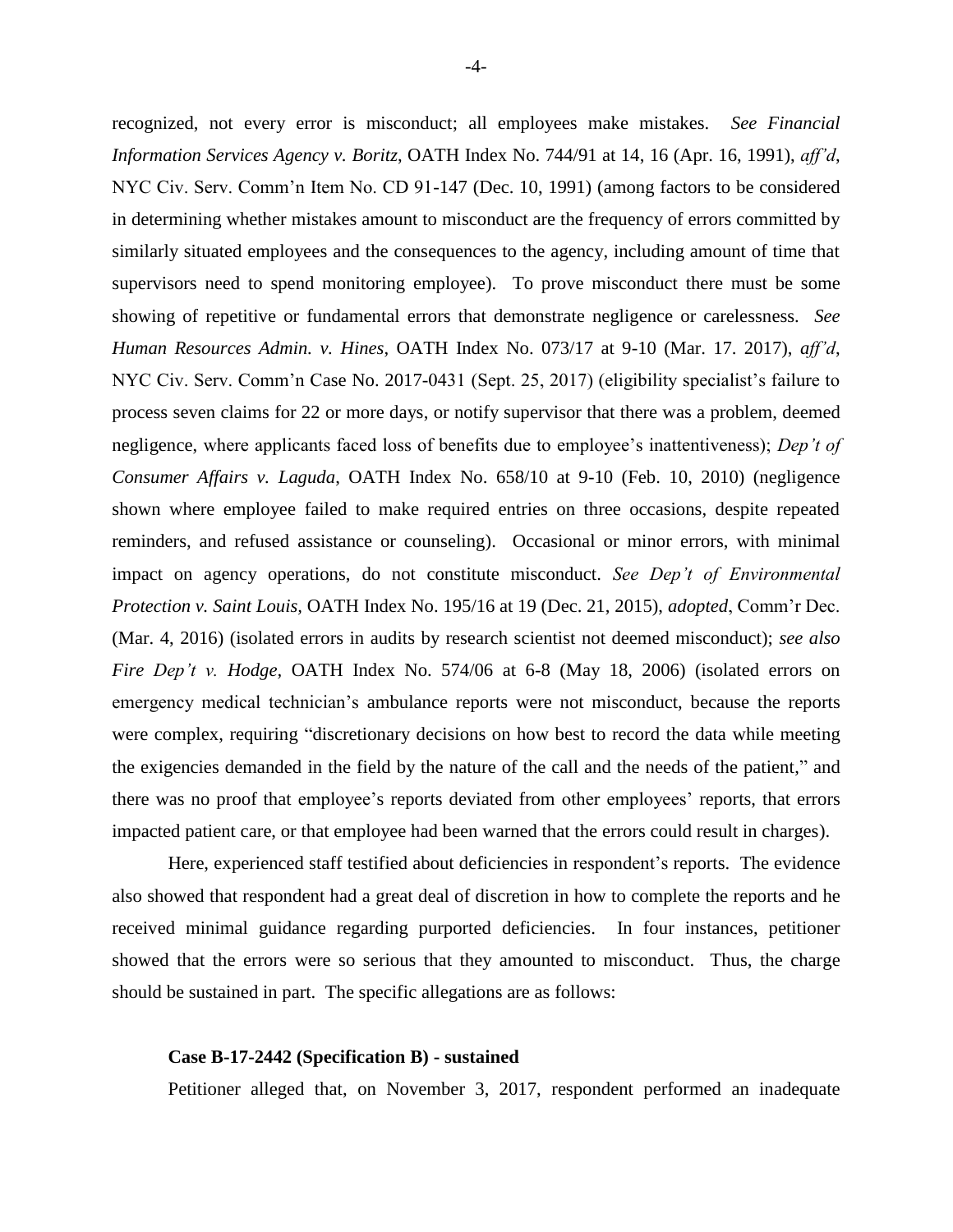recognized, not every error is misconduct; all employees make mistakes. *See Financial Information Services Agency v. Boritz*, OATH Index No. 744/91 at 14, 16 (Apr. 16, 1991), *aff'd*, NYC Civ. Serv. Comm'n Item No. CD 91-147 (Dec. 10, 1991) (among factors to be considered in determining whether mistakes amount to misconduct are the frequency of errors committed by similarly situated employees and the consequences to the agency, including amount of time that supervisors need to spend monitoring employee). To prove misconduct there must be some showing of repetitive or fundamental errors that demonstrate negligence or carelessness. *See Human Resources Admin. v. Hines*, OATH Index No. 073/17 at 9-10 (Mar. 17. 2017), *aff'd*, NYC Civ. Serv. Comm'n Case No. 2017-0431 (Sept. 25, 2017) (eligibility specialist's failure to process seven claims for 22 or more days, or notify supervisor that there was a problem, deemed negligence, where applicants faced loss of benefits due to employee's inattentiveness); *Dep't of Consumer Affairs v. Laguda*, OATH Index No. 658/10 at 9-10 (Feb. 10, 2010) (negligence shown where employee failed to make required entries on three occasions, despite repeated reminders, and refused assistance or counseling). Occasional or minor errors, with minimal impact on agency operations, do not constitute misconduct. *See Dep't of Environmental Protection v. Saint Louis*, OATH Index No. 195/16 at 19 (Dec. 21, 2015), *adopted*, Comm'r Dec. (Mar. 4, 2016) (isolated errors in audits by research scientist not deemed misconduct); *see also Fire Dep't v. Hodge*, OATH Index No. 574/06 at 6-8 (May 18, 2006) (isolated errors on emergency medical technician's ambulance reports were not misconduct, because the reports were complex, requiring "discretionary decisions on how best to record the data while meeting the exigencies demanded in the field by the nature of the call and the needs of the patient," and there was no proof that employee's reports deviated from other employees' reports, that errors impacted patient care, or that employee had been warned that the errors could result in charges).

Here, experienced staff testified about deficiencies in respondent's reports. The evidence also showed that respondent had a great deal of discretion in how to complete the reports and he received minimal guidance regarding purported deficiencies. In four instances, petitioner showed that the errors were so serious that they amounted to misconduct. Thus, the charge should be sustained in part. The specific allegations are as follows:

**Case B-17-2442 (Specification B) - sustained**

Petitioner alleged that, on November 3, 2017, respondent performed an inadequate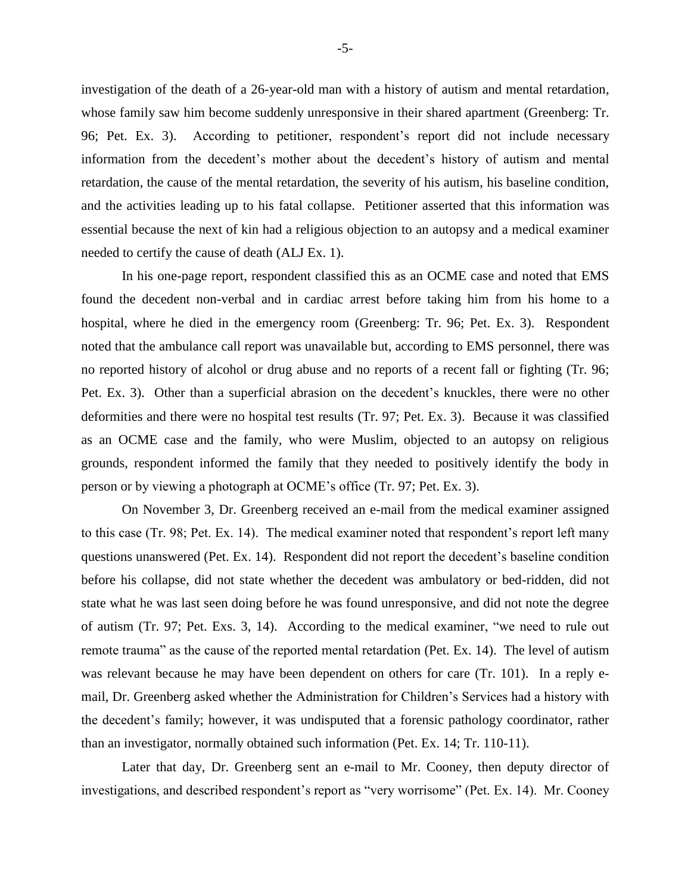investigation of the death of a 26-year-old man with a history of autism and mental retardation, whose family saw him become suddenly unresponsive in their shared apartment (Greenberg: Tr. 96; Pet. Ex. 3). According to petitioner, respondent's report did not include necessary information from the decedent's mother about the decedent's history of autism and mental retardation, the cause of the mental retardation, the severity of his autism, his baseline condition, and the activities leading up to his fatal collapse. Petitioner asserted that this information was essential because the next of kin had a religious objection to an autopsy and a medical examiner needed to certify the cause of death (ALJ Ex. 1).

In his one-page report, respondent classified this as an OCME case and noted that EMS found the decedent non-verbal and in cardiac arrest before taking him from his home to a hospital, where he died in the emergency room (Greenberg: Tr. 96; Pet. Ex. 3). Respondent noted that the ambulance call report was unavailable but, according to EMS personnel, there was no reported history of alcohol or drug abuse and no reports of a recent fall or fighting (Tr. 96; Pet. Ex. 3). Other than a superficial abrasion on the decedent's knuckles, there were no other deformities and there were no hospital test results (Tr. 97; Pet. Ex. 3). Because it was classified as an OCME case and the family, who were Muslim, objected to an autopsy on religious grounds, respondent informed the family that they needed to positively identify the body in person or by viewing a photograph at OCME's office (Tr. 97; Pet. Ex. 3).

On November 3, Dr. Greenberg received an e-mail from the medical examiner assigned to this case (Tr. 98; Pet. Ex. 14). The medical examiner noted that respondent's report left many questions unanswered (Pet. Ex. 14). Respondent did not report the decedent's baseline condition before his collapse, did not state whether the decedent was ambulatory or bed-ridden, did not state what he was last seen doing before he was found unresponsive, and did not note the degree of autism (Tr. 97; Pet. Exs. 3, 14). According to the medical examiner, "we need to rule out remote trauma" as the cause of the reported mental retardation (Pet. Ex. 14). The level of autism was relevant because he may have been dependent on others for care (Tr. 101). In a reply e-mail, Dr. Greenberg asked whether the Administration for Children's Services had a history with the decedent's family; however, it was undisputed that a forensic pathology coordinator, rather than an investigator, normally obtained such information (Pet. Ex. 14; Tr. 110-11).

Later that day, Dr. Greenberg sent an e-mail to Mr. Cooney, then deputy director of investigations, and described respondent's report as "very worrisome" (Pet. Ex. 14). Mr. Cooney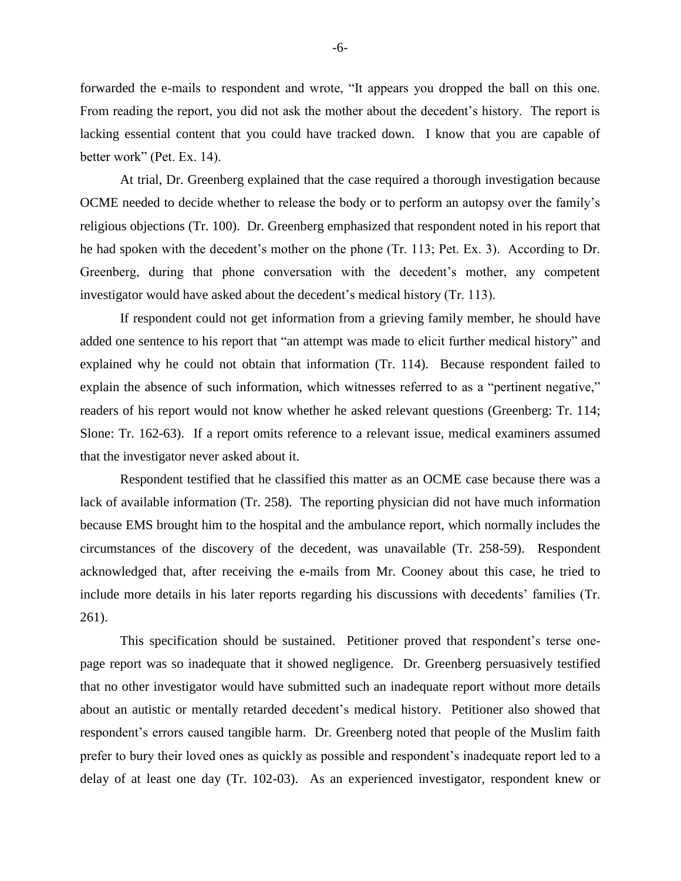forwarded the e-mails to respondent and wrote, "It appears you dropped the ball on this one. From reading the report, you did not ask the mother about the decedent's history. The report is lacking essential content that you could have tracked down. I know that you are capable of better work" (Pet. Ex. 14).

At trial, Dr. Greenberg explained that the case required a thorough investigation because OCME needed to decide whether to release the body or to perform an autopsy over the family's religious objections (Tr. 100). Dr. Greenberg emphasized that respondent noted in his report that he had spoken with the decedent's mother on the phone (Tr. 113; Pet. Ex. 3). According to Dr. Greenberg, during that phone conversation with the decedent's mother, any competent investigator would have asked about the decedent's medical history (Tr. 113).

If respondent could not get information from a grieving family member, he should have added one sentence to his report that "an attempt was made to elicit further medical history" and explained why he could not obtain that information (Tr. 114). Because respondent failed to explain the absence of such information, which witnesses referred to as a "pertinent negative," readers of his report would not know whether he asked relevant questions (Greenberg: Tr. 114; Slone: Tr. 162-63). If a report omits reference to a relevant issue, medical examiners assumed that the investigator never asked about it.

Respondent testified that he classified this matter as an OCME case because there was a lack of available information (Tr. 258). The reporting physician did not have much information because EMS brought him to the hospital and the ambulance report, which normally includes the circumstances of the discovery of the decedent, was unavailable (Tr. 258-59). Respondent acknowledged that, after receiving the e-mails from Mr. Cooney about this case, he tried to include more details in his later reports regarding his discussions with decedents' families (Tr. 261).

This specification should be sustained. Petitioner proved that respondent's terse one-page report was so inadequate that it showed negligence. Dr. Greenberg persuasively testified that no other investigator would have submitted such an inadequate report without more details about an autistic or mentally retarded decedent's medical history. Petitioner also showed that respondent's errors caused tangible harm. Dr. Greenberg noted that people of the Muslim faith prefer to bury their loved ones as quickly as possible and respondent's inadequate report led to a delay of at least one day (Tr. 102-03). As an experienced investigator, respondent knew or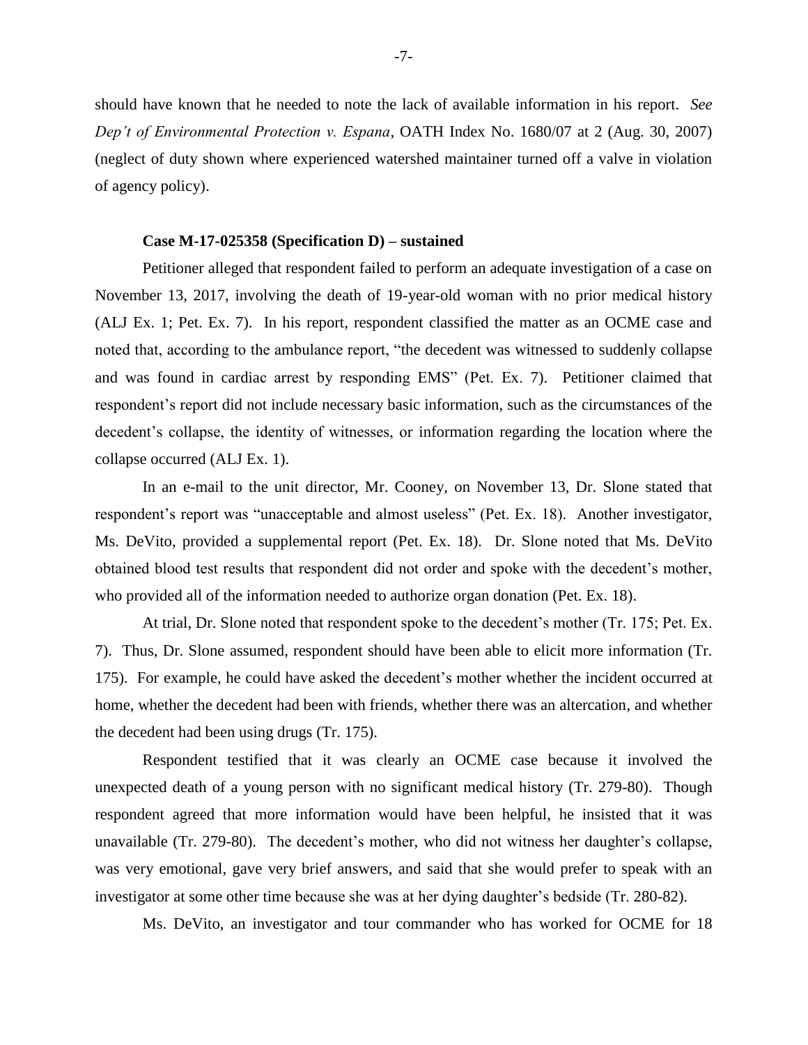should have known that he needed to note the lack of available information in his report. *See Dep't of Environmental Protection v. Espana*, OATH Index No. 1680/07 at 2 (Aug. 30, 2007) (neglect of duty shown where experienced watershed maintainer turned off a valve in violation of agency policy).

**Case M-17-025358 (Specification D) – sustained**

Petitioner alleged that respondent failed to perform an adequate investigation of a case on November 13, 2017, involving the death of 19-year-old woman with no prior medical history (ALJ Ex. 1; Pet. Ex. 7). In his report, respondent classified the matter as an OCME case and noted that, according to the ambulance report, "the decedent was witnessed to suddenly collapse and was found in cardiac arrest by responding EMS" (Pet. Ex. 7). Petitioner claimed that respondent's report did not include necessary basic information, such as the circumstances of the decedent's collapse, the identity of witnesses, or information regarding the location where the collapse occurred (ALJ Ex. 1).

In an e-mail to the unit director, Mr. Cooney, on November 13, Dr. Slone stated that respondent's report was "unacceptable and almost useless" (Pet. Ex. 18). Another investigator, Ms. DeVito, provided a supplemental report (Pet. Ex. 18). Dr. Slone noted that Ms. DeVito obtained blood test results that respondent did not order and spoke with the decedent's mother, who provided all of the information needed to authorize organ donation (Pet. Ex. 18).

At trial, Dr. Slone noted that respondent spoke to the decedent's mother (Tr. 175; Pet. Ex. 7). Thus, Dr. Slone assumed, respondent should have been able to elicit more information (Tr. 175). For example, he could have asked the decedent's mother whether the incident occurred at home, whether the decedent had been with friends, whether there was an altercation, and whether the decedent had been using drugs (Tr. 175).

Respondent testified that it was clearly an OCME case because it involved the unexpected death of a young person with no significant medical history (Tr. 279-80). Though respondent agreed that more information would have been helpful, he insisted that it was unavailable (Tr. 279-80). The decedent's mother, who did not witness her daughter's collapse, was very emotional, gave very brief answers, and said that she would prefer to speak with an investigator at some other time because she was at her dying daughter's bedside (Tr. 280-82).

Ms. DeVito, an investigator and tour commander who has worked for OCME for 18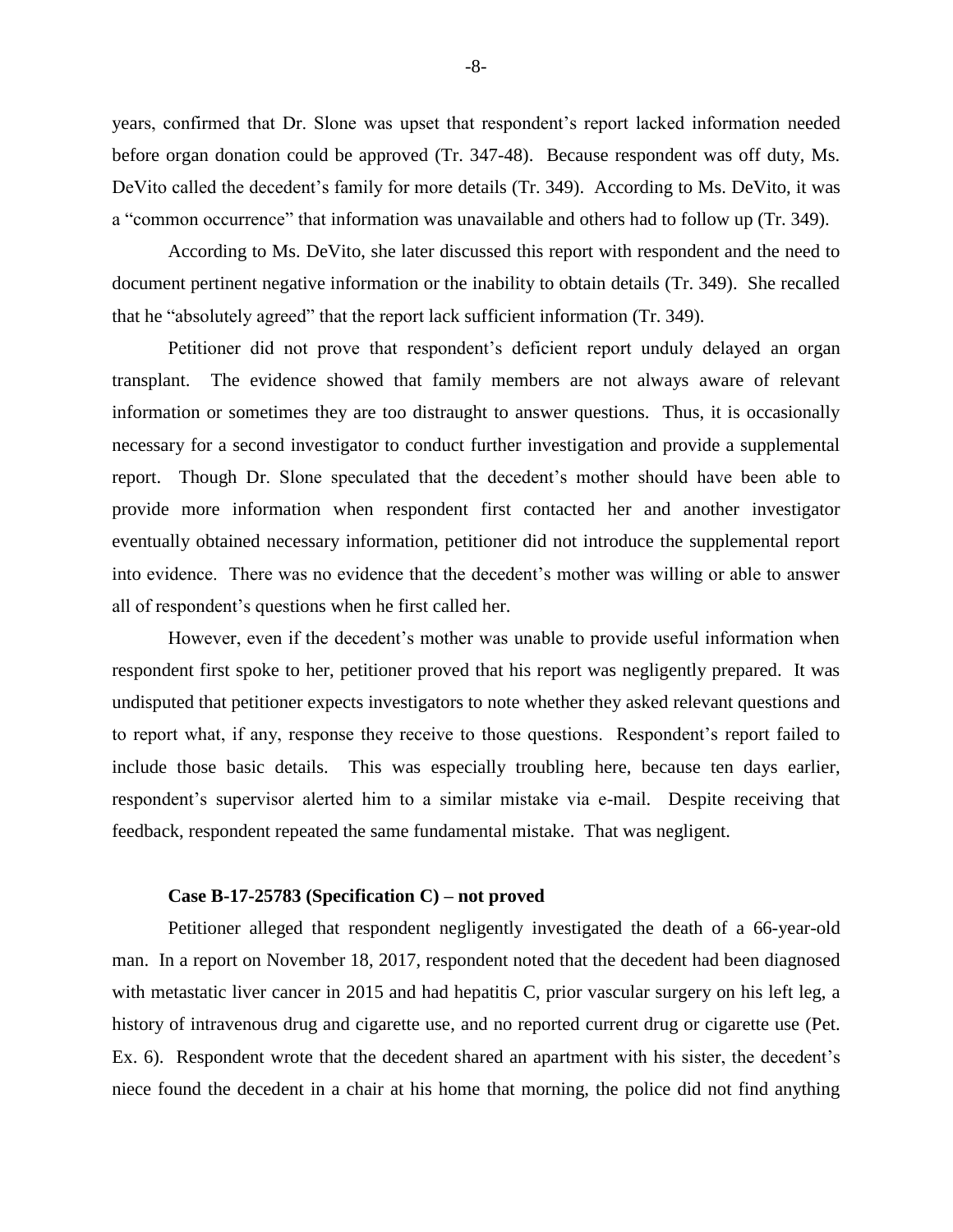years, confirmed that Dr. Slone was upset that respondent's report lacked information needed before organ donation could be approved (Tr. 347-48). Because respondent was off duty, Ms. DeVito called the decedent's family for more details (Tr. 349). According to Ms. DeVito, it was a "common occurrence" that information was unavailable and others had to follow up (Tr. 349).

According to Ms. DeVito, she later discussed this report with respondent and the need to document pertinent negative information or the inability to obtain details (Tr. 349). She recalled that he "absolutely agreed" that the report lack sufficient information (Tr. 349).

Petitioner did not prove that respondent's deficient report unduly delayed an organ transplant. The evidence showed that family members are not always aware of relevant information or sometimes they are too distraught to answer questions. Thus, it is occasionally necessary for a second investigator to conduct further investigation and provide a supplemental report. Though Dr. Slone speculated that the decedent's mother should have been able to provide more information when respondent first contacted her and another investigator eventually obtained necessary information, petitioner did not introduce the supplemental report into evidence. There was no evidence that the decedent's mother was willing or able to answer all of respondent's questions when he first called her.

However, even if the decedent's mother was unable to provide useful information when respondent first spoke to her, petitioner proved that his report was negligently prepared. It was undisputed that petitioner expects investigators to note whether they asked relevant questions and to report what, if any, response they receive to those questions. Respondent's report failed to include those basic details. This was especially troubling here, because ten days earlier, respondent's supervisor alerted him to a similar mistake via e-mail. Despite receiving that feedback, respondent repeated the same fundamental mistake. That was negligent.

**Case B-17-25783 (Specification C) – not proved**

Petitioner alleged that respondent negligently investigated the death of a 66-year-old man. In a report on November 18, 2017, respondent noted that the decedent had been diagnosed with metastatic liver cancer in 2015 and had hepatitis C, prior vascular surgery on his left leg, a history of intravenous drug and cigarette use, and no reported current drug or cigarette use (Pet. Ex. 6). Respondent wrote that the decedent shared an apartment with his sister, the decedent's niece found the decedent in a chair at his home that morning, the police did not find anything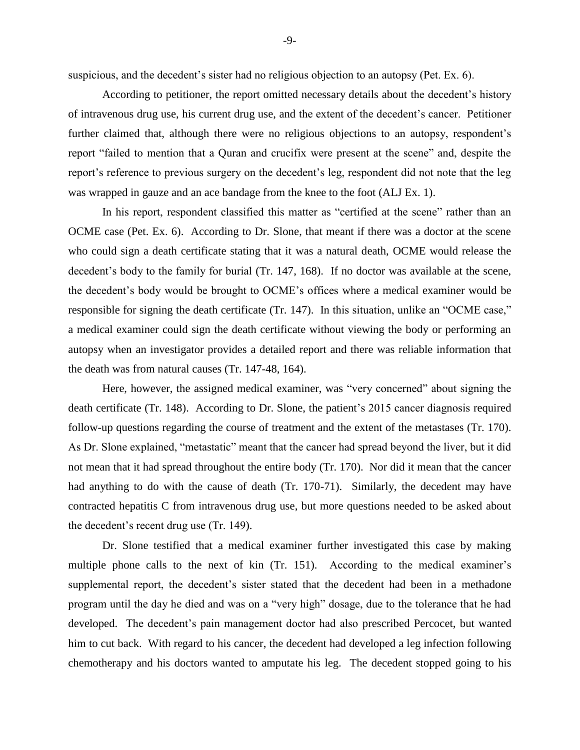suspicious, and the decedent's sister had no religious objection to an autopsy (Pet. Ex. 6).

According to petitioner, the report omitted necessary details about the decedent's history of intravenous drug use, his current drug use, and the extent of the decedent's cancer. Petitioner further claimed that, although there were no religious objections to an autopsy, respondent's report "failed to mention that a Quran and crucifix were present at the scene" and, despite the report's reference to previous surgery on the decedent's leg, respondent did not note that the leg was wrapped in gauze and an ace bandage from the knee to the foot (ALJ Ex. 1).

In his report, respondent classified this matter as "certified at the scene" rather than an OCME case (Pet. Ex. 6). According to Dr. Slone, that meant if there was a doctor at the scene who could sign a death certificate stating that it was a natural death, OCME would release the decedent's body to the family for burial (Tr. 147, 168). If no doctor was available at the scene, the decedent's body would be brought to OCME's offices where a medical examiner would be responsible for signing the death certificate (Tr. 147). In this situation, unlike an "OCME case," a medical examiner could sign the death certificate without viewing the body or performing an autopsy when an investigator provides a detailed report and there was reliable information that the death was from natural causes (Tr. 147-48, 164).

Here, however, the assigned medical examiner, was "very concerned" about signing the death certificate (Tr. 148). According to Dr. Slone, the patient's 2015 cancer diagnosis required follow-up questions regarding the course of treatment and the extent of the metastases (Tr. 170). As Dr. Slone explained, "metastatic" meant that the cancer had spread beyond the liver, but it did not mean that it had spread throughout the entire body (Tr. 170). Nor did it mean that the cancer had anything to do with the cause of death (Tr. 170-71). Similarly, the decedent may have contracted hepatitis C from intravenous drug use, but more questions needed to be asked about the decedent's recent drug use (Tr. 149).

Dr. Slone testified that a medical examiner further investigated this case by making multiple phone calls to the next of kin (Tr. 151). According to the medical examiner's supplemental report, the decedent's sister stated that the decedent had been in a methadone program until the day he died and was on a "very high" dosage, due to the tolerance that he had developed. The decedent's pain management doctor had also prescribed Percocet, but wanted him to cut back. With regard to his cancer, the decedent had developed a leg infection following chemotherapy and his doctors wanted to amputate his leg. The decedent stopped going to his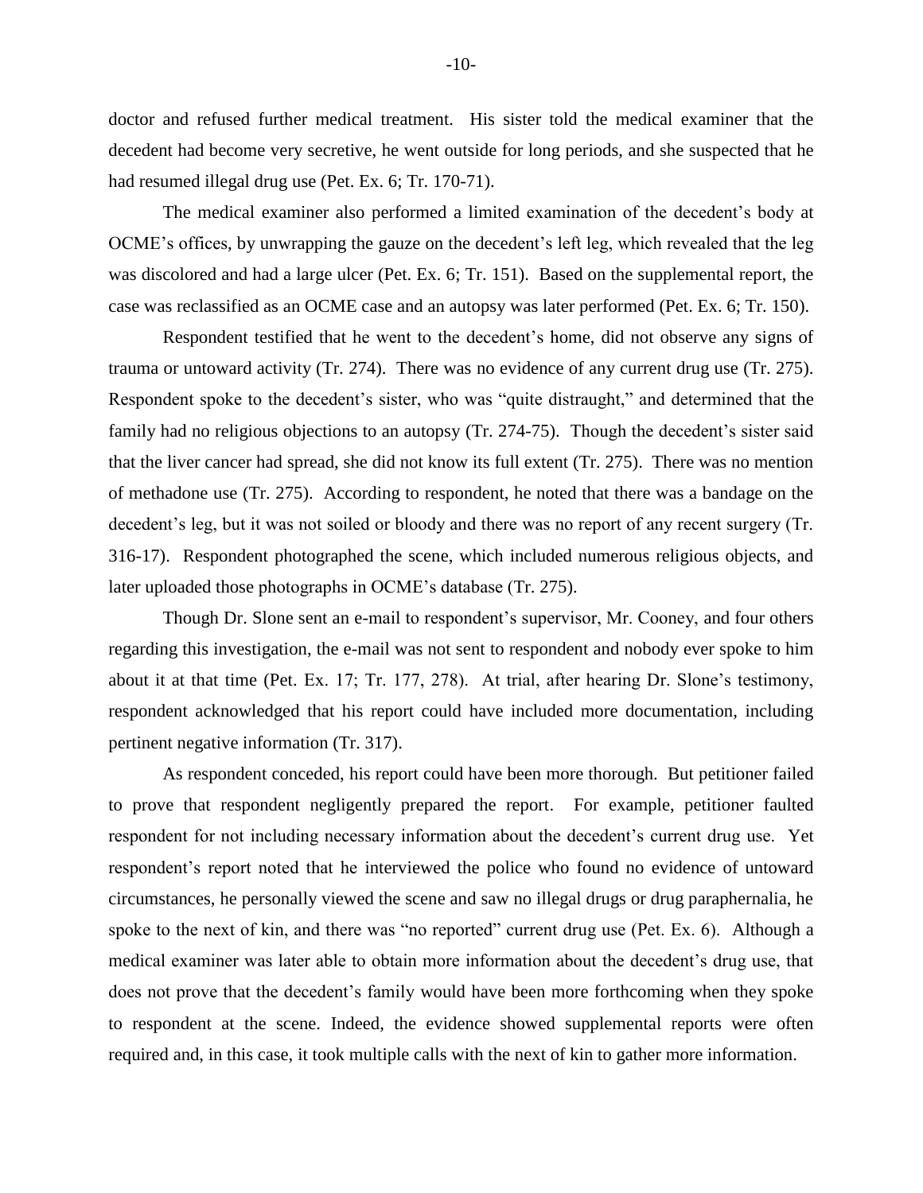doctor and refused further medical treatment. His sister told the medical examiner that the decedent had become very secretive, he went outside for long periods, and she suspected that he had resumed illegal drug use (Pet. Ex. 6; Tr. 170-71).

The medical examiner also performed a limited examination of the decedent's body at OCME's offices, by unwrapping the gauze on the decedent's left leg, which revealed that the leg was discolored and had a large ulcer (Pet. Ex. 6; Tr. 151). Based on the supplemental report, the case was reclassified as an OCME case and an autopsy was later performed (Pet. Ex. 6; Tr. 150).

Respondent testified that he went to the decedent's home, did not observe any signs of trauma or untoward activity (Tr. 274). There was no evidence of any current drug use (Tr. 275). Respondent spoke to the decedent's sister, who was "quite distraught," and determined that the family had no religious objections to an autopsy (Tr. 274-75). Though the decedent's sister said that the liver cancer had spread, she did not know its full extent (Tr. 275). There was no mention of methadone use (Tr. 275). According to respondent, he noted that there was a bandage on the decedent's leg, but it was not soiled or bloody and there was no report of any recent surgery (Tr. 316-17). Respondent photographed the scene, which included numerous religious objects, and later uploaded those photographs in OCME's database (Tr. 275).

Though Dr. Slone sent an e-mail to respondent's supervisor, Mr. Cooney, and four others regarding this investigation, the e-mail was not sent to respondent and nobody ever spoke to him about it at that time (Pet. Ex. 17; Tr. 177, 278). At trial, after hearing Dr. Slone's testimony, respondent acknowledged that his report could have included more documentation, including pertinent negative information (Tr. 317).

As respondent conceded, his report could have been more thorough. But petitioner failed to prove that respondent negligently prepared the report. For example, petitioner faulted respondent for not including necessary information about the decedent's current drug use. Yet respondent's report noted that he interviewed the police who found no evidence of untoward circumstances, he personally viewed the scene and saw no illegal drugs or drug paraphernalia, he spoke to the next of kin, and there was "no reported" current drug use (Pet. Ex. 6). Although a medical examiner was later able to obtain more information about the decedent's drug use, that does not prove that the decedent's family would have been more forthcoming when they spoke to respondent at the scene. Indeed, the evidence showed supplemental reports were often required and, in this case, it took multiple calls with the next of kin to gather more information.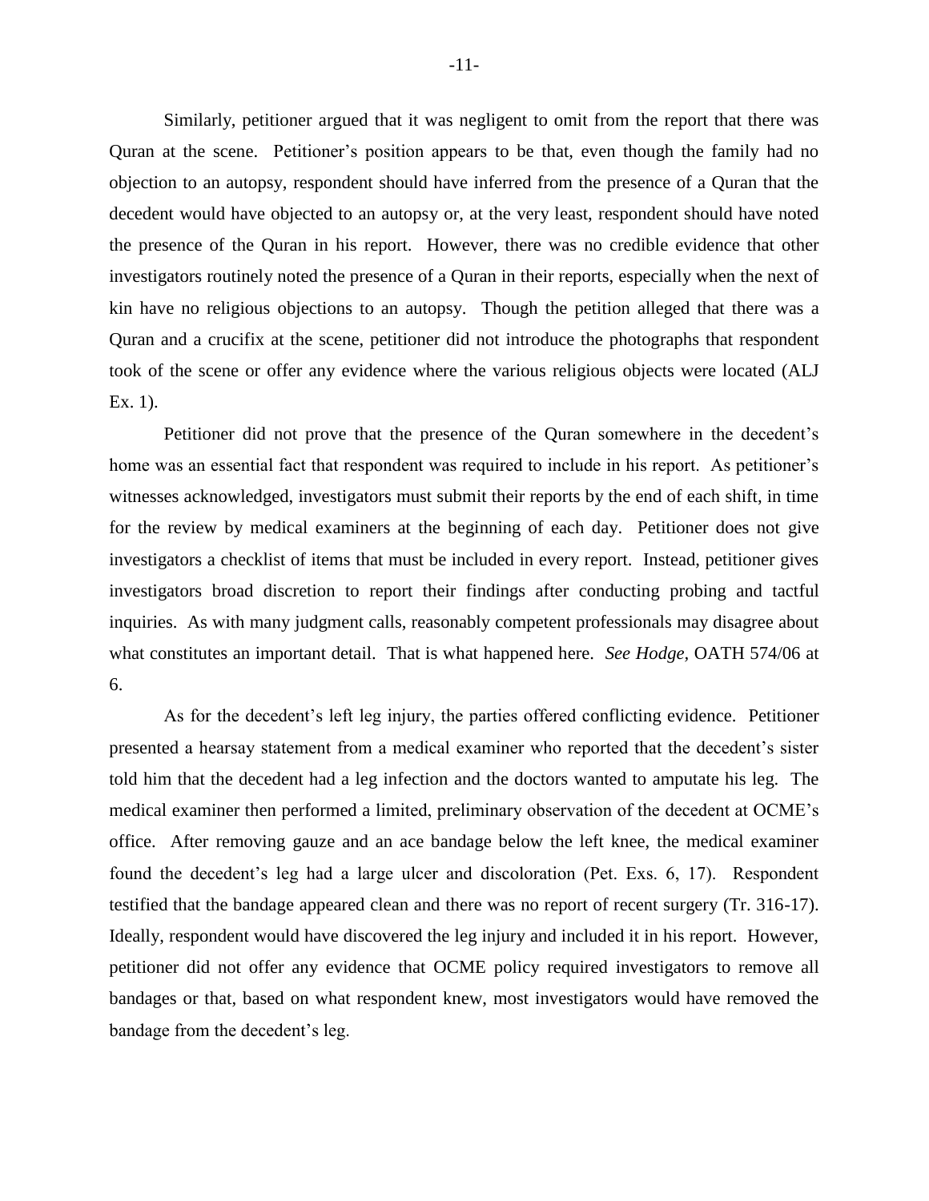Similarly, petitioner argued that it was negligent to omit from the report that there was Quran at the scene. Petitioner's position appears to be that, even though the family had no objection to an autopsy, respondent should have inferred from the presence of a Quran that the decedent would have objected to an autopsy or, at the very least, respondent should have noted the presence of the Quran in his report. However, there was no credible evidence that other investigators routinely noted the presence of a Quran in their reports, especially when the next of kin have no religious objections to an autopsy. Though the petition alleged that there was a Quran and a crucifix at the scene, petitioner did not introduce the photographs that respondent took of the scene or offer any evidence where the various religious objects were located (ALJ Ex. 1).

Petitioner did not prove that the presence of the Quran somewhere in the decedent's home was an essential fact that respondent was required to include in his report. As petitioner's witnesses acknowledged, investigators must submit their reports by the end of each shift, in time for the review by medical examiners at the beginning of each day. Petitioner does not give investigators a checklist of items that must be included in every report. Instead, petitioner gives investigators broad discretion to report their findings after conducting probing and tactful inquiries. As with many judgment calls, reasonably competent professionals may disagree about what constitutes an important detail. That is what happened here. *See Hodge*, OATH 574/06 at 6.

As for the decedent's left leg injury, the parties offered conflicting evidence. Petitioner presented a hearsay statement from a medical examiner who reported that the decedent's sister told him that the decedent had a leg infection and the doctors wanted to amputate his leg. The medical examiner then performed a limited, preliminary observation of the decedent at OCME's office. After removing gauze and an ace bandage below the left knee, the medical examiner found the decedent's leg had a large ulcer and discoloration (Pet. Exs. 6, 17). Respondent testified that the bandage appeared clean and there was no report of recent surgery (Tr. 316-17). Ideally, respondent would have discovered the leg injury and included it in his report. However, petitioner did not offer any evidence that OCME policy required investigators to remove all bandages or that, based on what respondent knew, most investigators would have removed the bandage from the decedent's leg.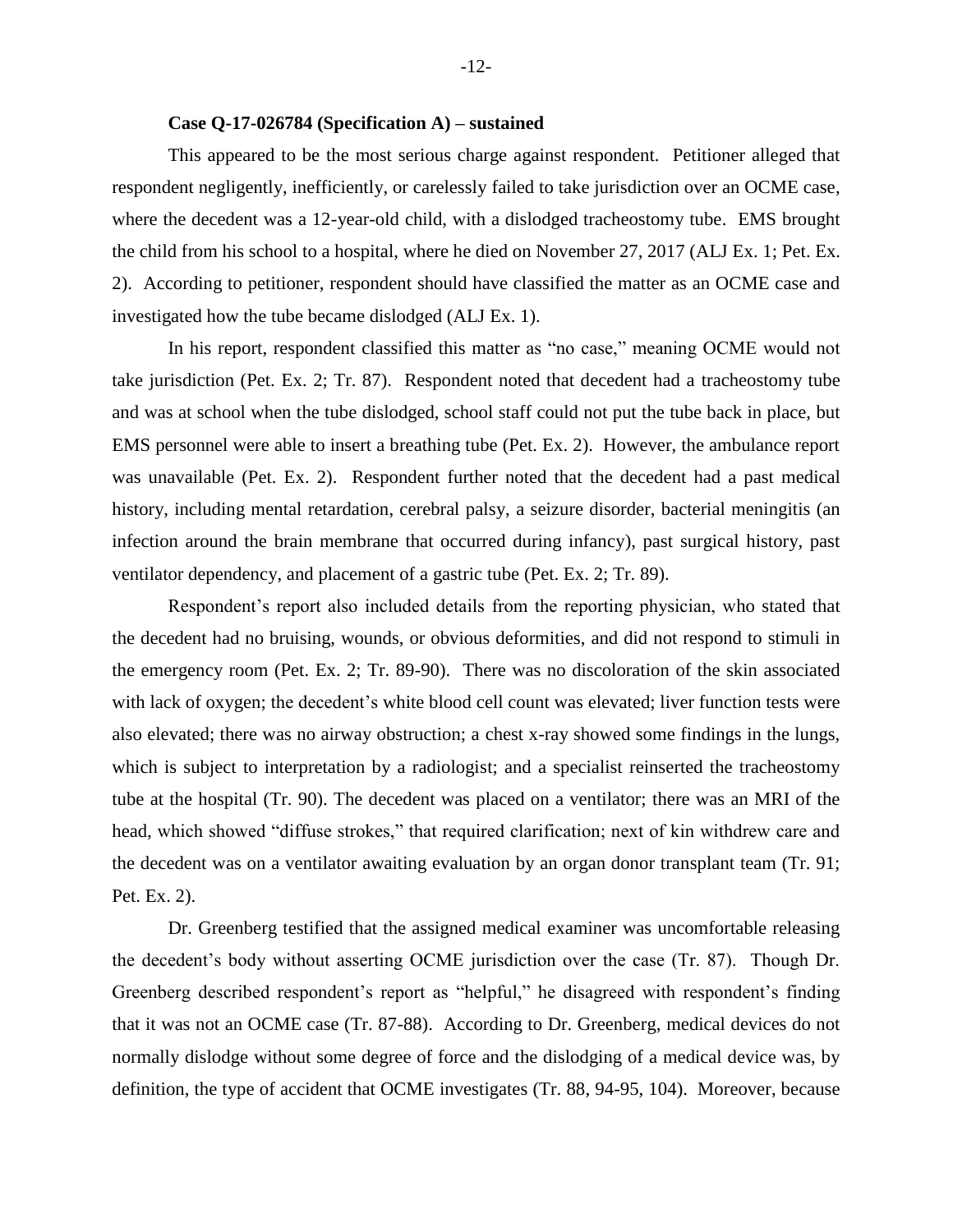**Case Q-17-026784 (Specification A) – sustained**

This appeared to be the most serious charge against respondent. Petitioner alleged that respondent negligently, inefficiently, or carelessly failed to take jurisdiction over an OCME case, where the decedent was a 12-year-old child, with a dislodged tracheostomy tube. EMS brought the child from his school to a hospital, where he died on November 27, 2017 (ALJ Ex. 1; Pet. Ex. 2). According to petitioner, respondent should have classified the matter as an OCME case and investigated how the tube became dislodged (ALJ Ex. 1).

In his report, respondent classified this matter as "no case," meaning OCME would not take jurisdiction (Pet. Ex. 2; Tr. 87). Respondent noted that decedent had a tracheostomy tube and was at school when the tube dislodged, school staff could not put the tube back in place, but EMS personnel were able to insert a breathing tube (Pet. Ex. 2). However, the ambulance report was unavailable (Pet. Ex. 2). Respondent further noted that the decedent had a past medical history, including mental retardation, cerebral palsy, a seizure disorder, bacterial meningitis (an infection around the brain membrane that occurred during infancy), past surgical history, past ventilator dependency, and placement of a gastric tube (Pet. Ex. 2; Tr. 89).

Respondent's report also included details from the reporting physician, who stated that the decedent had no bruising, wounds, or obvious deformities, and did not respond to stimuli in the emergency room (Pet. Ex. 2; Tr. 89-90). There was no discoloration of the skin associated with lack of oxygen; the decedent's white blood cell count was elevated; liver function tests were also elevated; there was no airway obstruction; a chest x-ray showed some findings in the lungs, which is subject to interpretation by a radiologist; and a specialist reinserted the tracheostomy tube at the hospital (Tr. 90). The decedent was placed on a ventilator; there was an MRI of the head, which showed "diffuse strokes," that required clarification; next of kin withdrew care and the decedent was on a ventilator awaiting evaluation by an organ donor transplant team (Tr. 91; Pet. Ex. 2).

Dr. Greenberg testified that the assigned medical examiner was uncomfortable releasing the decedent's body without asserting OCME jurisdiction over the case (Tr. 87). Though Dr. Greenberg described respondent's report as "helpful," he disagreed with respondent's finding that it was not an OCME case (Tr. 87-88). According to Dr. Greenberg, medical devices do not normally dislodge without some degree of force and the dislodging of a medical device was, by definition, the type of accident that OCME investigates (Tr. 88, 94-95, 104). Moreover, because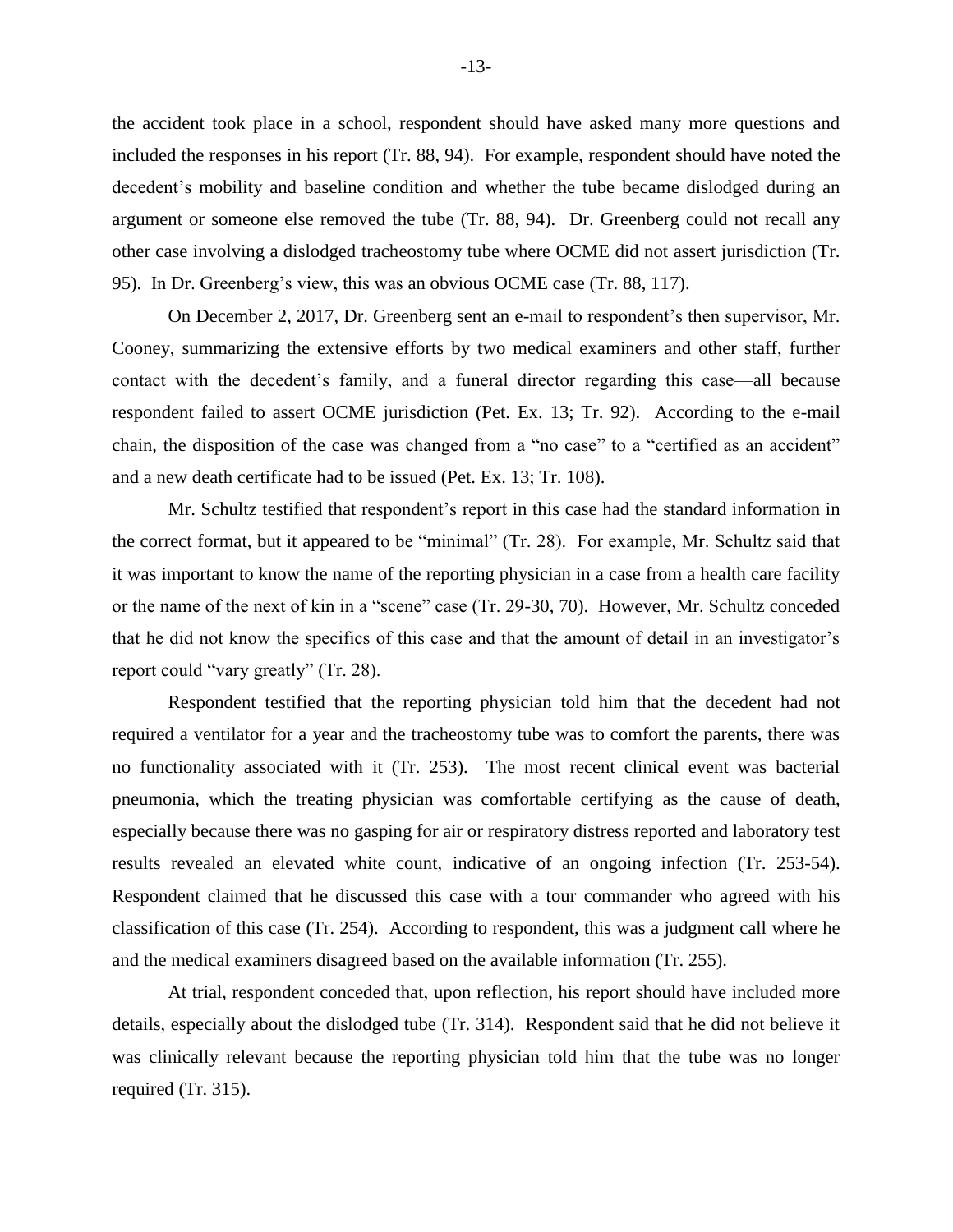the accident took place in a school, respondent should have asked many more questions and included the responses in his report (Tr. 88, 94). For example, respondent should have noted the decedent's mobility and baseline condition and whether the tube became dislodged during an argument or someone else removed the tube (Tr. 88, 94). Dr. Greenberg could not recall any other case involving a dislodged tracheostomy tube where OCME did not assert jurisdiction (Tr. 95). In Dr. Greenberg's view, this was an obvious OCME case (Tr. 88, 117).

On December 2, 2017, Dr. Greenberg sent an e-mail to respondent's then supervisor, Mr. Cooney, summarizing the extensive efforts by two medical examiners and other staff, further contact with the decedent's family, and a funeral director regarding this case—all because respondent failed to assert OCME jurisdiction (Pet. Ex. 13; Tr. 92). According to the e-mail chain, the disposition of the case was changed from a "no case" to a "certified as an accident" and a new death certificate had to be issued (Pet. Ex. 13; Tr. 108).

Mr. Schultz testified that respondent's report in this case had the standard information in the correct format, but it appeared to be "minimal" (Tr. 28). For example, Mr. Schultz said that it was important to know the name of the reporting physician in a case from a health care facility or the name of the next of kin in a "scene" case (Tr. 29-30, 70). However, Mr. Schultz conceded that he did not know the specifics of this case and that the amount of detail in an investigator's report could "vary greatly" (Tr. 28).

Respondent testified that the reporting physician told him that the decedent had not required a ventilator for a year and the tracheostomy tube was to comfort the parents, there was no functionality associated with it (Tr. 253). The most recent clinical event was bacterial pneumonia, which the treating physician was comfortable certifying as the cause of death, especially because there was no gasping for air or respiratory distress reported and laboratory test results revealed an elevated white count, indicative of an ongoing infection (Tr. 253-54). Respondent claimed that he discussed this case with a tour commander who agreed with his classification of this case (Tr. 254). According to respondent, this was a judgment call where he and the medical examiners disagreed based on the available information (Tr. 255).

At trial, respondent conceded that, upon reflection, his report should have included more details, especially about the dislodged tube (Tr. 314). Respondent said that he did not believe it was clinically relevant because the reporting physician told him that the tube was no longer required (Tr. 315).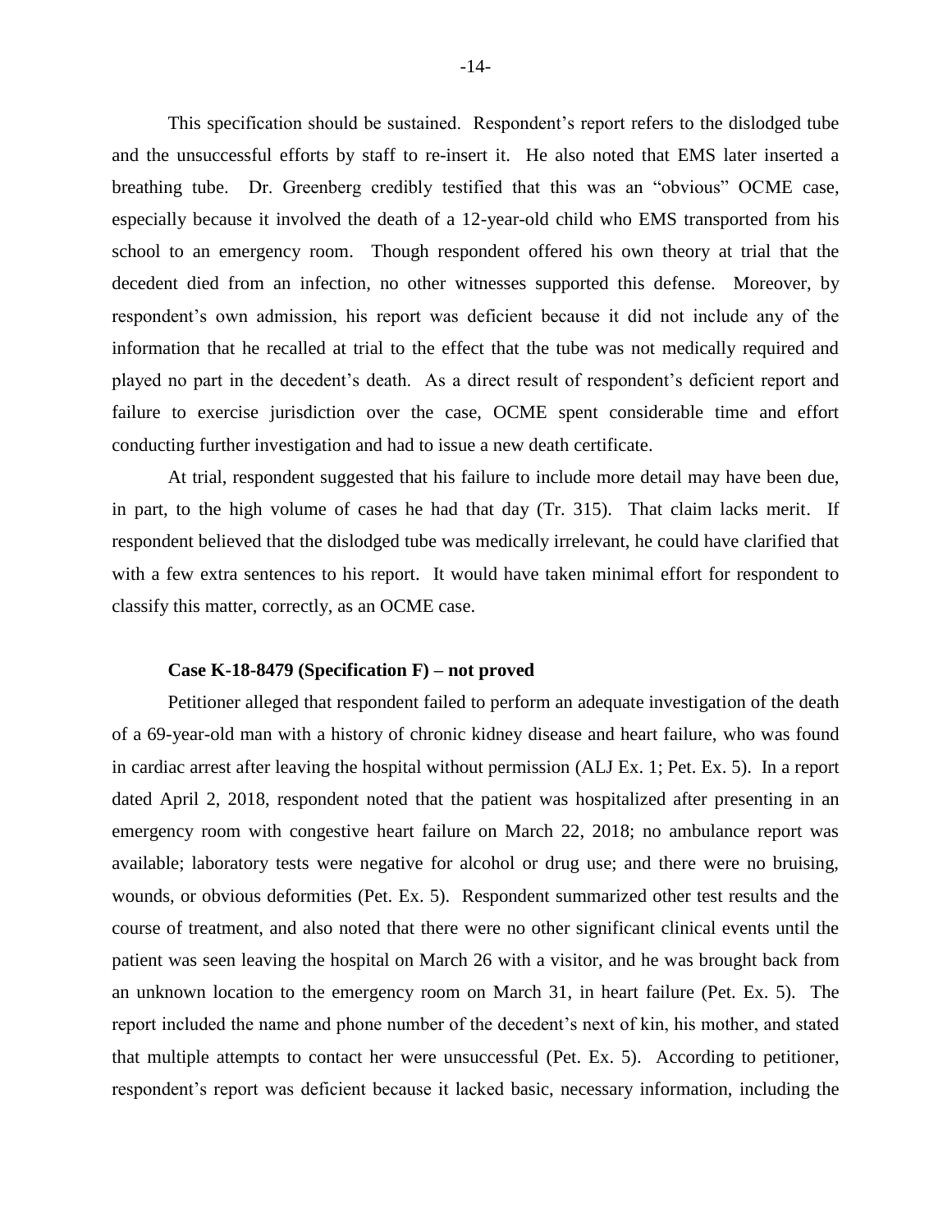This specification should be sustained. Respondent's report refers to the dislodged tube and the unsuccessful efforts by staff to re-insert it. He also noted that EMS later inserted a breathing tube. Dr. Greenberg credibly testified that this was an "obvious" OCME case, especially because it involved the death of a 12-year-old child who EMS transported from his school to an emergency room. Though respondent offered his own theory at trial that the decedent died from an infection, no other witnesses supported this defense. Moreover, by respondent's own admission, his report was deficient because it did not include any of the information that he recalled at trial to the effect that the tube was not medically required and played no part in the decedent's death. As a direct result of respondent's deficient report and failure to exercise jurisdiction over the case, OCME spent considerable time and effort conducting further investigation and had to issue a new death certificate.

At trial, respondent suggested that his failure to include more detail may have been due, in part, to the high volume of cases he had that day (Tr. 315). That claim lacks merit. If respondent believed that the dislodged tube was medically irrelevant, he could have clarified that with a few extra sentences to his report. It would have taken minimal effort for respondent to classify this matter, correctly, as an OCME case.

**Case K-18-8479 (Specification F) – not proved**

Petitioner alleged that respondent failed to perform an adequate investigation of the death of a 69-year-old man with a history of chronic kidney disease and heart failure, who was found in cardiac arrest after leaving the hospital without permission (ALJ Ex. 1; Pet. Ex. 5). In a report dated April 2, 2018, respondent noted that the patient was hospitalized after presenting in an emergency room with congestive heart failure on March 22, 2018; no ambulance report was available; laboratory tests were negative for alcohol or drug use; and there were no bruising, wounds, or obvious deformities (Pet. Ex. 5). Respondent summarized other test results and the course of treatment, and also noted that there were no other significant clinical events until the patient was seen leaving the hospital on March 26 with a visitor, and he was brought back from an unknown location to the emergency room on March 31, in heart failure (Pet. Ex. 5). The report included the name and phone number of the decedent's next of kin, his mother, and stated that multiple attempts to contact her were unsuccessful (Pet. Ex. 5). According to petitioner, respondent's report was deficient because it lacked basic, necessary information, including the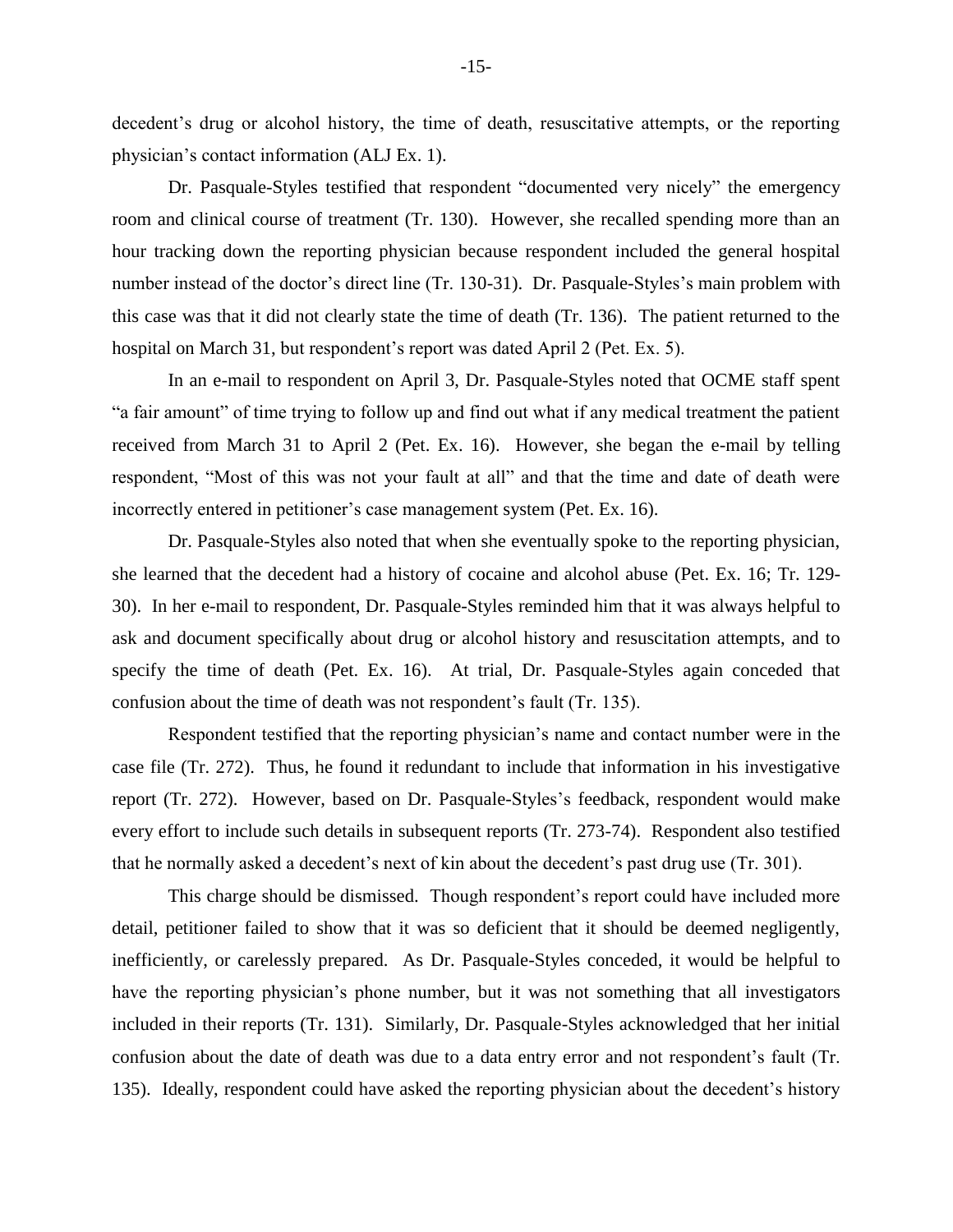decedent's drug or alcohol history, the time of death, resuscitative attempts, or the reporting physician's contact information (ALJ Ex. 1).

Dr. Pasquale-Styles testified that respondent "documented very nicely" the emergency room and clinical course of treatment (Tr. 130). However, she recalled spending more than an hour tracking down the reporting physician because respondent included the general hospital number instead of the doctor's direct line (Tr. 130-31). Dr. Pasquale-Styles's main problem with this case was that it did not clearly state the time of death (Tr. 136). The patient returned to the hospital on March 31, but respondent's report was dated April 2 (Pet. Ex. 5).

In an e-mail to respondent on April 3, Dr. Pasquale-Styles noted that OCME staff spent "a fair amount" of time trying to follow up and find out what if any medical treatment the patient received from March 31 to April 2 (Pet. Ex. 16). However, she began the e-mail by telling respondent, "Most of this was not your fault at all" and that the time and date of death were incorrectly entered in petitioner's case management system (Pet. Ex. 16).

Dr. Pasquale-Styles also noted that when she eventually spoke to the reporting physician, she learned that the decedent had a history of cocaine and alcohol abuse (Pet. Ex. 16; Tr. 129-30). In her e-mail to respondent, Dr. Pasquale-Styles reminded him that it was always helpful to ask and document specifically about drug or alcohol history and resuscitation attempts, and to specify the time of death (Pet. Ex. 16). At trial, Dr. Pasquale-Styles again conceded that confusion about the time of death was not respondent's fault (Tr. 135).

Respondent testified that the reporting physician's name and contact number were in the case file (Tr. 272). Thus, he found it redundant to include that information in his investigative report (Tr. 272). However, based on Dr. Pasquale-Styles's feedback, respondent would make every effort to include such details in subsequent reports (Tr. 273-74). Respondent also testified that he normally asked a decedent's next of kin about the decedent's past drug use (Tr. 301).

This charge should be dismissed. Though respondent's report could have included more detail, petitioner failed to show that it was so deficient that it should be deemed negligently, inefficiently, or carelessly prepared. As Dr. Pasquale-Styles conceded, it would be helpful to have the reporting physician's phone number, but it was not something that all investigators included in their reports (Tr. 131). Similarly, Dr. Pasquale-Styles acknowledged that her initial confusion about the date of death was due to a data entry error and not respondent's fault (Tr. 135). Ideally, respondent could have asked the reporting physician about the decedent's history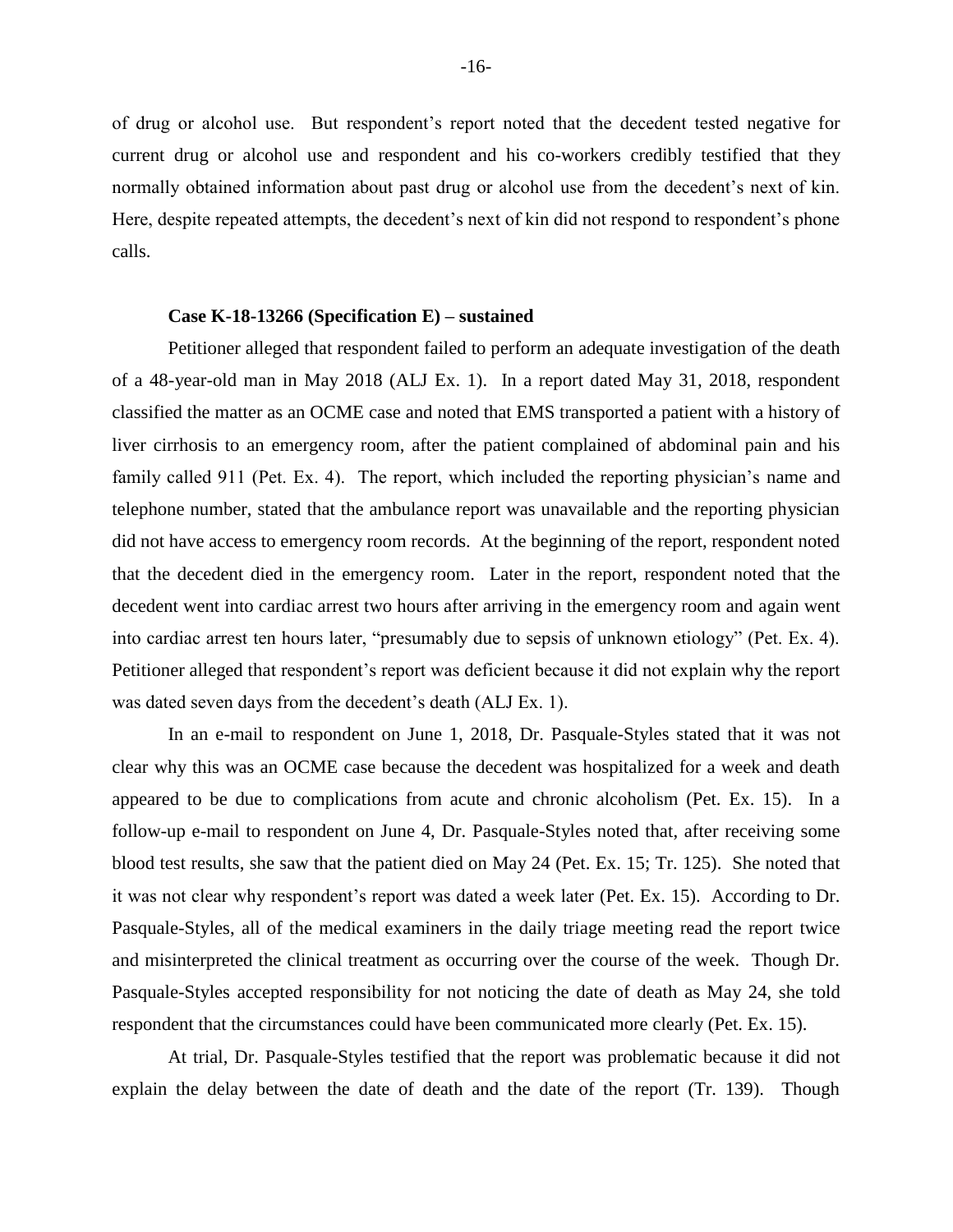of drug or alcohol use. But respondent's report noted that the decedent tested negative for current drug or alcohol use and respondent and his co-workers credibly testified that they normally obtained information about past drug or alcohol use from the decedent's next of kin. Here, despite repeated attempts, the decedent's next of kin did not respond to respondent's phone calls.

**Case K-18-13266 (Specification E) – sustained**

Petitioner alleged that respondent failed to perform an adequate investigation of the death of a 48-year-old man in May 2018 (ALJ Ex. 1). In a report dated May 31, 2018, respondent classified the matter as an OCME case and noted that EMS transported a patient with a history of liver cirrhosis to an emergency room, after the patient complained of abdominal pain and his family called 911 (Pet. Ex. 4). The report, which included the reporting physician's name and telephone number, stated that the ambulance report was unavailable and the reporting physician did not have access to emergency room records. At the beginning of the report, respondent noted that the decedent died in the emergency room. Later in the report, respondent noted that the decedent went into cardiac arrest two hours after arriving in the emergency room and again went into cardiac arrest ten hours later, "presumably due to sepsis of unknown etiology" (Pet. Ex. 4). Petitioner alleged that respondent's report was deficient because it did not explain why the report was dated seven days from the decedent's death (ALJ Ex. 1).

In an e-mail to respondent on June 1, 2018, Dr. Pasquale-Styles stated that it was not clear why this was an OCME case because the decedent was hospitalized for a week and death appeared to be due to complications from acute and chronic alcoholism (Pet. Ex. 15). In a follow-up e-mail to respondent on June 4, Dr. Pasquale-Styles noted that, after receiving some blood test results, she saw that the patient died on May 24 (Pet. Ex. 15; Tr. 125). She noted that it was not clear why respondent's report was dated a week later (Pet. Ex. 15). According to Dr. Pasquale-Styles, all of the medical examiners in the daily triage meeting read the report twice and misinterpreted the clinical treatment as occurring over the course of the week. Though Dr. Pasquale-Styles accepted responsibility for not noticing the date of death as May 24, she told respondent that the circumstances could have been communicated more clearly (Pet. Ex. 15).

At trial, Dr. Pasquale-Styles testified that the report was problematic because it did not explain the delay between the date of death and the date of the report (Tr. 139). Though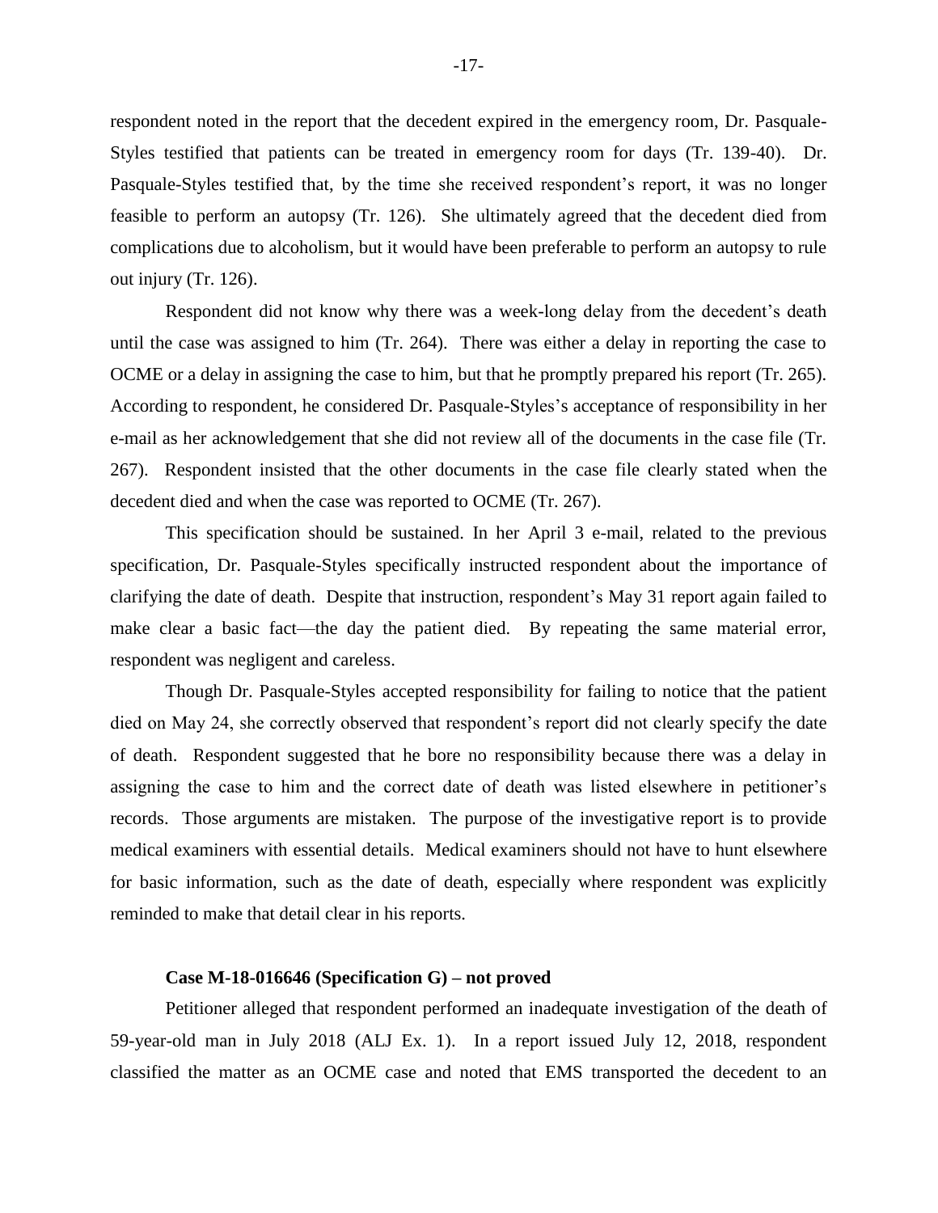respondent noted in the report that the decedent expired in the emergency room, Dr. Pasquale-Styles testified that patients can be treated in emergency room for days (Tr. 139-40). Dr. Pasquale-Styles testified that, by the time she received respondent's report, it was no longer feasible to perform an autopsy (Tr. 126). She ultimately agreed that the decedent died from complications due to alcoholism, but it would have been preferable to perform an autopsy to rule out injury (Tr. 126).

Respondent did not know why there was a week-long delay from the decedent's death until the case was assigned to him (Tr. 264). There was either a delay in reporting the case to OCME or a delay in assigning the case to him, but that he promptly prepared his report (Tr. 265). According to respondent, he considered Dr. Pasquale-Styles's acceptance of responsibility in her e-mail as her acknowledgement that she did not review all of the documents in the case file (Tr. 267). Respondent insisted that the other documents in the case file clearly stated when the decedent died and when the case was reported to OCME (Tr. 267).

This specification should be sustained. In her April 3 e-mail, related to the previous specification, Dr. Pasquale-Styles specifically instructed respondent about the importance of clarifying the date of death. Despite that instruction, respondent's May 31 report again failed to make clear a basic fact—the day the patient died. By repeating the same material error, respondent was negligent and careless.

Though Dr. Pasquale-Styles accepted responsibility for failing to notice that the patient died on May 24, she correctly observed that respondent's report did not clearly specify the date of death. Respondent suggested that he bore no responsibility because there was a delay in assigning the case to him and the correct date of death was listed elsewhere in petitioner's records. Those arguments are mistaken. The purpose of the investigative report is to provide medical examiners with essential details. Medical examiners should not have to hunt elsewhere for basic information, such as the date of death, especially where respondent was explicitly reminded to make that detail clear in his reports.

**Case M-18-016646 (Specification G) – not proved**

Petitioner alleged that respondent performed an inadequate investigation of the death of 59-year-old man in July 2018 (ALJ Ex. 1). In a report issued July 12, 2018, respondent classified the matter as an OCME case and noted that EMS transported the decedent to an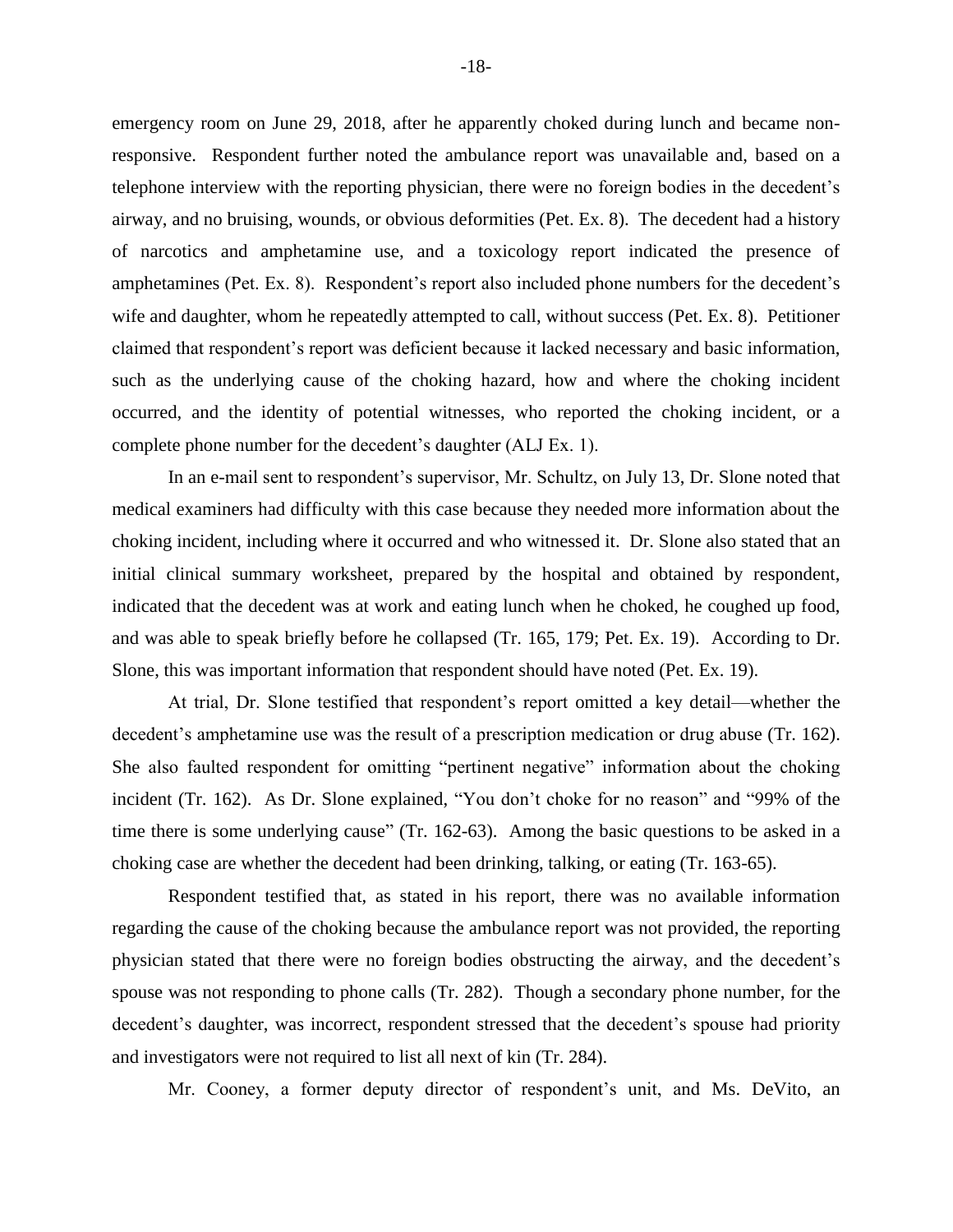emergency room on June 29, 2018, after he apparently choked during lunch and became non-responsive. Respondent further noted the ambulance report was unavailable and, based on a telephone interview with the reporting physician, there were no foreign bodies in the decedent's airway, and no bruising, wounds, or obvious deformities (Pet. Ex. 8). The decedent had a history of narcotics and amphetamine use, and a toxicology report indicated the presence of amphetamines (Pet. Ex. 8). Respondent's report also included phone numbers for the decedent's wife and daughter, whom he repeatedly attempted to call, without success (Pet. Ex. 8). Petitioner claimed that respondent's report was deficient because it lacked necessary and basic information, such as the underlying cause of the choking hazard, how and where the choking incident occurred, and the identity of potential witnesses, who reported the choking incident, or a complete phone number for the decedent's daughter (ALJ Ex. 1).

In an e-mail sent to respondent's supervisor, Mr. Schultz, on July 13, Dr. Slone noted that medical examiners had difficulty with this case because they needed more information about the choking incident, including where it occurred and who witnessed it. Dr. Slone also stated that an initial clinical summary worksheet, prepared by the hospital and obtained by respondent, indicated that the decedent was at work and eating lunch when he choked, he coughed up food, and was able to speak briefly before he collapsed (Tr. 165, 179; Pet. Ex. 19). According to Dr. Slone, this was important information that respondent should have noted (Pet. Ex. 19).

At trial, Dr. Slone testified that respondent's report omitted a key detail—whether the decedent's amphetamine use was the result of a prescription medication or drug abuse (Tr. 162). She also faulted respondent for omitting "pertinent negative" information about the choking incident (Tr. 162). As Dr. Slone explained, "You don't choke for no reason" and "99% of the time there is some underlying cause" (Tr. 162-63). Among the basic questions to be asked in a choking case are whether the decedent had been drinking, talking, or eating (Tr. 163-65).

Respondent testified that, as stated in his report, there was no available information regarding the cause of the choking because the ambulance report was not provided, the reporting physician stated that there were no foreign bodies obstructing the airway, and the decedent's spouse was not responding to phone calls (Tr. 282). Though a secondary phone number, for the decedent's daughter, was incorrect, respondent stressed that the decedent's spouse had priority and investigators were not required to list all next of kin (Tr. 284).

Mr. Cooney, a former deputy director of respondent's unit, and Ms. DeVito, an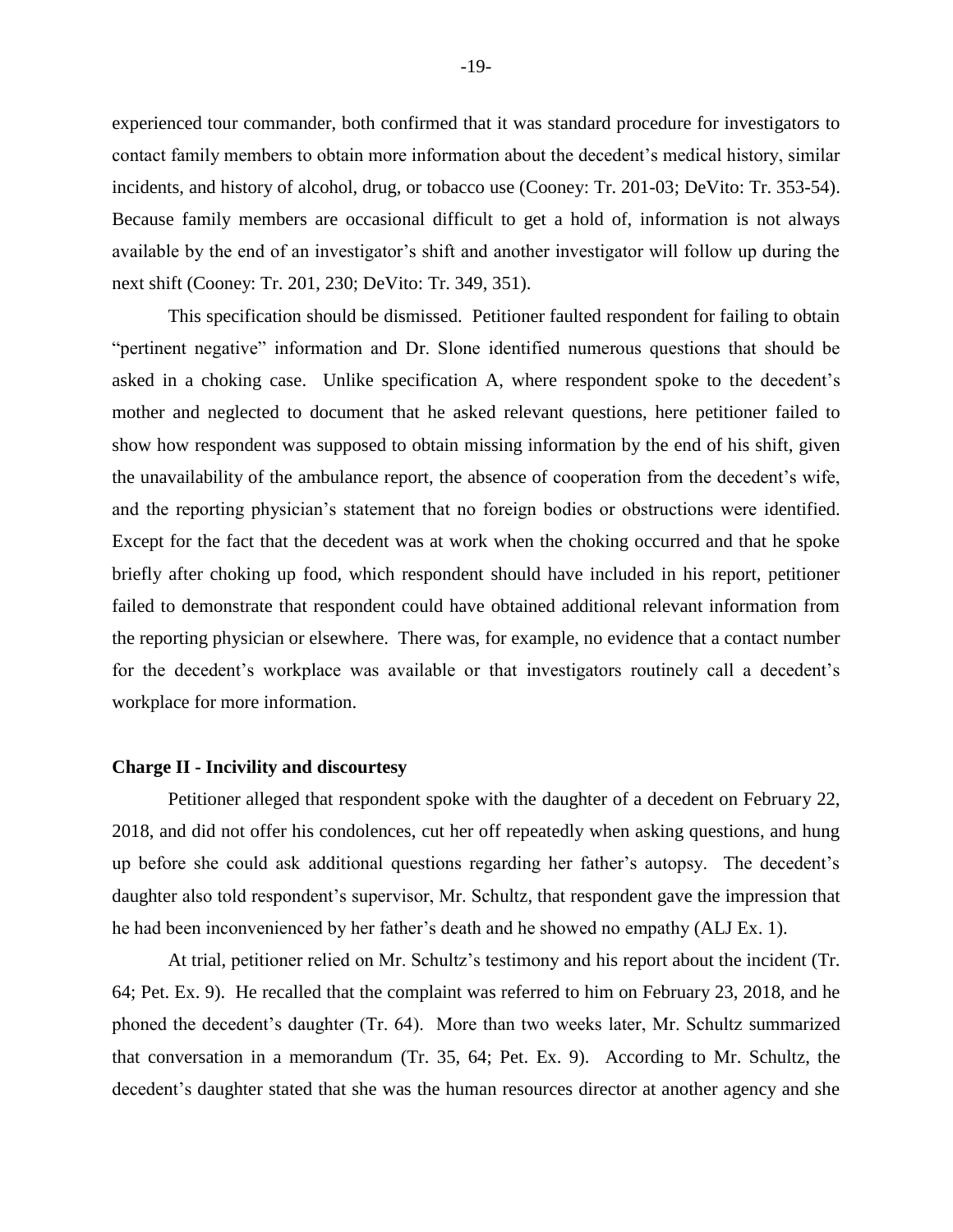experienced tour commander, both confirmed that it was standard procedure for investigators to contact family members to obtain more information about the decedent's medical history, similar incidents, and history of alcohol, drug, or tobacco use (Cooney: Tr. 201-03; DeVito: Tr. 353-54). Because family members are occasional difficult to get a hold of, information is not always available by the end of an investigator's shift and another investigator will follow up during the next shift (Cooney: Tr. 201, 230; DeVito: Tr. 349, 351).

This specification should be dismissed. Petitioner faulted respondent for failing to obtain "pertinent negative" information and Dr. Slone identified numerous questions that should be asked in a choking case. Unlike specification A, where respondent spoke to the decedent's mother and neglected to document that he asked relevant questions, here petitioner failed to show how respondent was supposed to obtain missing information by the end of his shift, given the unavailability of the ambulance report, the absence of cooperation from the decedent's wife, and the reporting physician's statement that no foreign bodies or obstructions were identified. Except for the fact that the decedent was at work when the choking occurred and that he spoke briefly after choking up food, which respondent should have included in his report, petitioner failed to demonstrate that respondent could have obtained additional relevant information from the reporting physician or elsewhere. There was, for example, no evidence that a contact number for the decedent's workplace was available or that investigators routinely call a decedent's workplace for more information.

**Charge II - Incivility and discourtesy**

Petitioner alleged that respondent spoke with the daughter of a decedent on February 22, 2018, and did not offer his condolences, cut her off repeatedly when asking questions, and hung up before she could ask additional questions regarding her father's autopsy. The decedent's daughter also told respondent's supervisor, Mr. Schultz, that respondent gave the impression that he had been inconvenienced by her father's death and he showed no empathy (ALJ Ex. 1).

At trial, petitioner relied on Mr. Schultz's testimony and his report about the incident (Tr. 64; Pet. Ex. 9). He recalled that the complaint was referred to him on February 23, 2018, and he phoned the decedent's daughter (Tr. 64). More than two weeks later, Mr. Schultz summarized that conversation in a memorandum (Tr. 35, 64; Pet. Ex. 9). According to Mr. Schultz, the decedent's daughter stated that she was the human resources director at another agency and she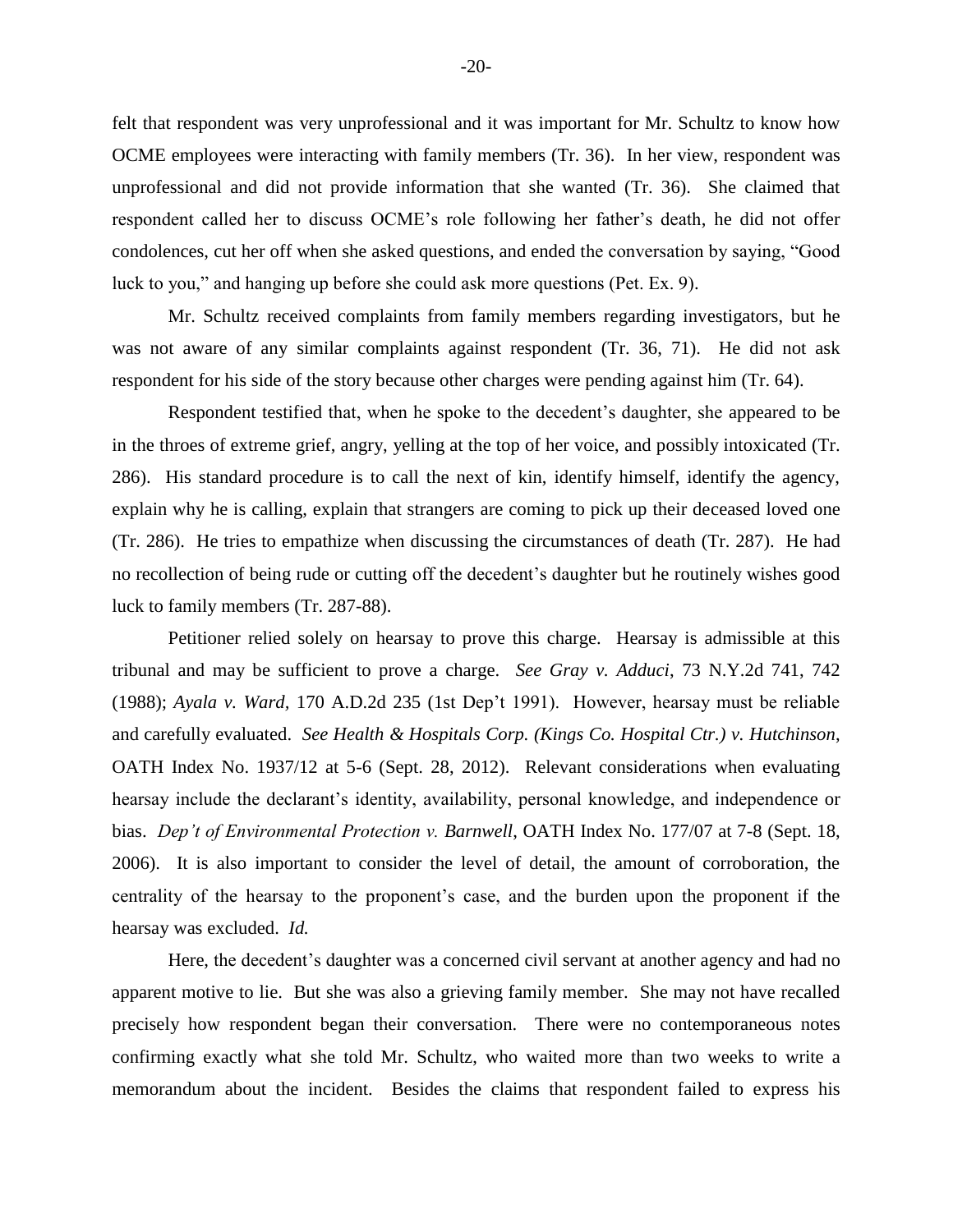felt that respondent was very unprofessional and it was important for Mr. Schultz to know how OCME employees were interacting with family members (Tr. 36). In her view, respondent was unprofessional and did not provide information that she wanted (Tr. 36). She claimed that respondent called her to discuss OCME's role following her father's death, he did not offer condolences, cut her off when she asked questions, and ended the conversation by saying, "Good luck to you," and hanging up before she could ask more questions (Pet. Ex. 9).

Mr. Schultz received complaints from family members regarding investigators, but he was not aware of any similar complaints against respondent (Tr. 36, 71). He did not ask respondent for his side of the story because other charges were pending against him (Tr. 64).

Respondent testified that, when he spoke to the decedent's daughter, she appeared to be in the throes of extreme grief, angry, yelling at the top of her voice, and possibly intoxicated (Tr. 286). His standard procedure is to call the next of kin, identify himself, identify the agency, explain why he is calling, explain that strangers are coming to pick up their deceased loved one (Tr. 286). He tries to empathize when discussing the circumstances of death (Tr. 287). He had no recollection of being rude or cutting off the decedent's daughter but he routinely wishes good luck to family members (Tr. 287-88).

Petitioner relied solely on hearsay to prove this charge. Hearsay is admissible at this tribunal and may be sufficient to prove a charge. *See Gray v. Adduci*, 73 N.Y.2d 741, 742 (1988); *Ayala v. Ward*, 170 A.D.2d 235 (1st Dep't 1991). However, hearsay must be reliable and carefully evaluated. *See Health & Hospitals Corp. (Kings Co. Hospital Ctr.) v. Hutchinson*, OATH Index No. 1937/12 at 5-6 (Sept. 28, 2012). Relevant considerations when evaluating hearsay include the declarant's identity, availability, personal knowledge, and independence or bias. *Dep't of Environmental Protection v. Barnwell*, OATH Index No. 177/07 at 7-8 (Sept. 18, 2006). It is also important to consider the level of detail, the amount of corroboration, the centrality of the hearsay to the proponent's case, and the burden upon the proponent if the hearsay was excluded. *Id.*

Here, the decedent's daughter was a concerned civil servant at another agency and had no apparent motive to lie. But she was also a grieving family member. She may not have recalled precisely how respondent began their conversation. There were no contemporaneous notes confirming exactly what she told Mr. Schultz, who waited more than two weeks to write a memorandum about the incident. Besides the claims that respondent failed to express his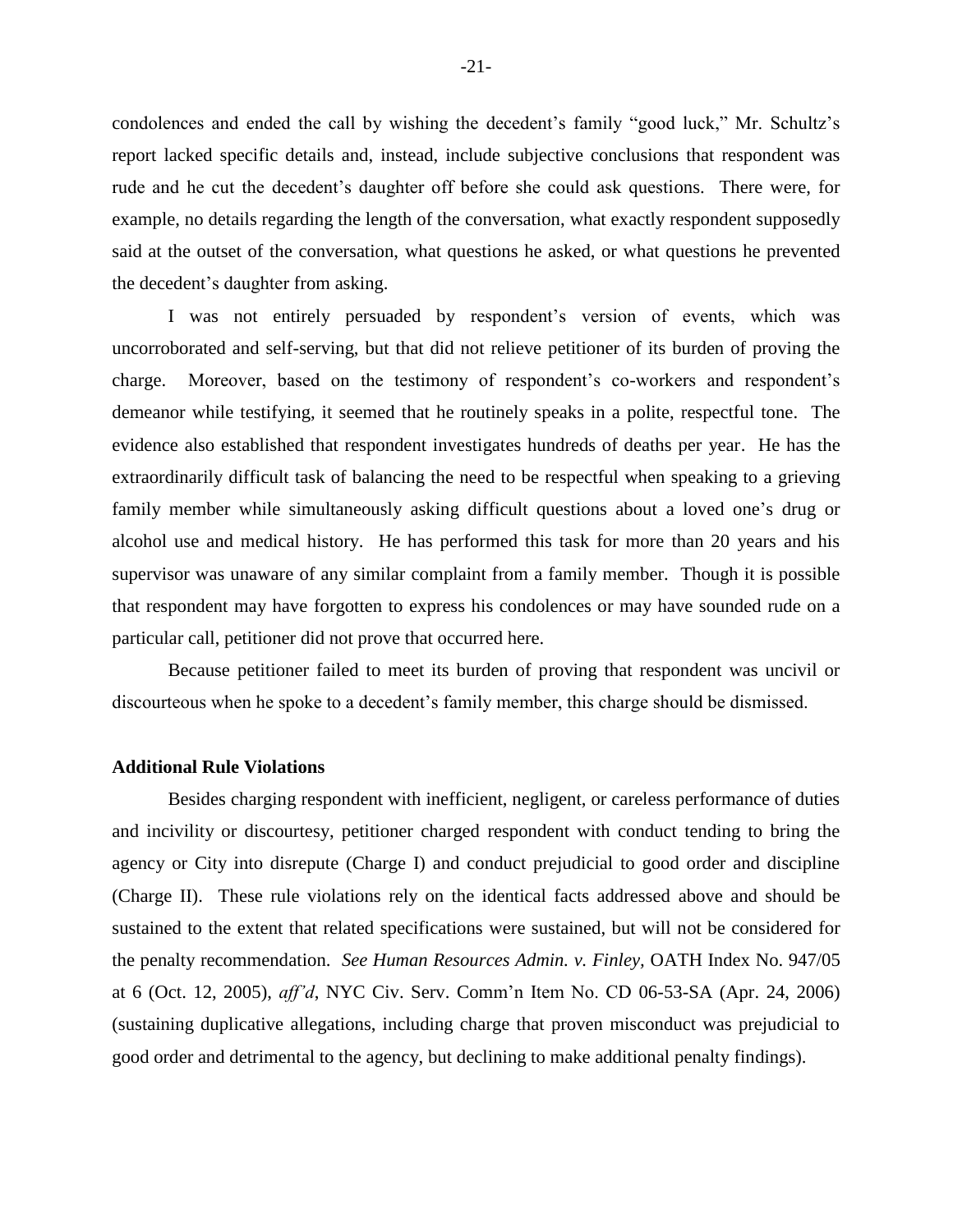condolences and ended the call by wishing the decedent's family "good luck," Mr. Schultz's report lacked specific details and, instead, include subjective conclusions that respondent was rude and he cut the decedent's daughter off before she could ask questions. There were, for example, no details regarding the length of the conversation, what exactly respondent supposedly said at the outset of the conversation, what questions he asked, or what questions he prevented the decedent's daughter from asking.

I was not entirely persuaded by respondent's version of events, which was uncorroborated and self-serving, but that did not relieve petitioner of its burden of proving the charge. Moreover, based on the testimony of respondent's co-workers and respondent's demeanor while testifying, it seemed that he routinely speaks in a polite, respectful tone. The evidence also established that respondent investigates hundreds of deaths per year. He has the extraordinarily difficult task of balancing the need to be respectful when speaking to a grieving family member while simultaneously asking difficult questions about a loved one's drug or alcohol use and medical history. He has performed this task for more than 20 years and his supervisor was unaware of any similar complaint from a family member. Though it is possible that respondent may have forgotten to express his condolences or may have sounded rude on a particular call, petitioner did not prove that occurred here.

Because petitioner failed to meet its burden of proving that respondent was uncivil or discourteous when he spoke to a decedent's family member, this charge should be dismissed.

**Additional Rule Violations**

Besides charging respondent with inefficient, negligent, or careless performance of duties and incivility or discourtesy, petitioner charged respondent with conduct tending to bring the agency or City into disrepute (Charge I) and conduct prejudicial to good order and discipline (Charge II). These rule violations rely on the identical facts addressed above and should be sustained to the extent that related specifications were sustained, but will not be considered for the penalty recommendation. *See Human Resources Admin. v. Finley*, OATH Index No. 947/05 at 6 (Oct. 12, 2005), *aff'd*, NYC Civ. Serv. Comm'n Item No. CD 06-53-SA (Apr. 24, 2006) (sustaining duplicative allegations, including charge that proven misconduct was prejudicial to good order and detrimental to the agency, but declining to make additional penalty findings).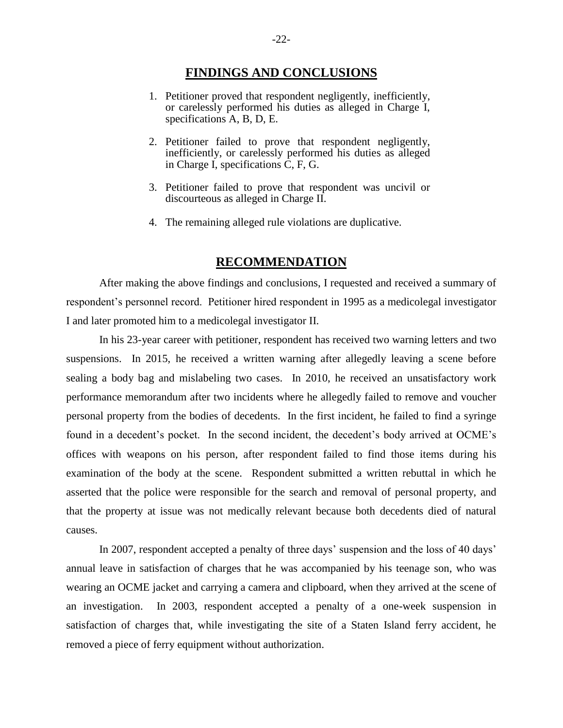## FINDINGS AND CONCLUSIONS

1. Petitioner proved that respondent negligently, inefficiently, or carelessly performed his duties as alleged in Charge I, specifications A, B, D, E.

2. Petitioner failed to prove that respondent negligently, inefficiently, or carelessly performed his duties as alleged in Charge I, specifications C, F, G.

3. Petitioner failed to prove that respondent was uncivil or discourteous as alleged in Charge II.

4. The remaining alleged rule violations are duplicative.

## RECOMMENDATION

After making the above findings and conclusions, I requested and received a summary of respondent's personnel record. Petitioner hired respondent in 1995 as a medicolegal investigator I and later promoted him to a medicolegal investigator II.

In his 23-year career with petitioner, respondent has received two warning letters and two suspensions. In 2015, he received a written warning after allegedly leaving a scene before sealing a body bag and mislabeling two cases. In 2010, he received an unsatisfactory work performance memorandum after two incidents where he allegedly failed to remove and voucher personal property from the bodies of decedents. In the first incident, he failed to find a syringe found in a decedent's pocket. In the second incident, the decedent's body arrived at OCME's offices with weapons on his person, after respondent failed to find those items during his examination of the body at the scene. Respondent submitted a written rebuttal in which he asserted that the police were responsible for the search and removal of personal property, and that the property at issue was not medically relevant because both decedents died of natural causes.

In 2007, respondent accepted a penalty of three days' suspension and the loss of 40 days' annual leave in satisfaction of charges that he was accompanied by his teenage son, who was wearing an OCME jacket and carrying a camera and clipboard, when they arrived at the scene of an investigation. In 2003, respondent accepted a penalty of a one-week suspension in satisfaction of charges that, while investigating the site of a Staten Island ferry accident, he removed a piece of ferry equipment without authorization.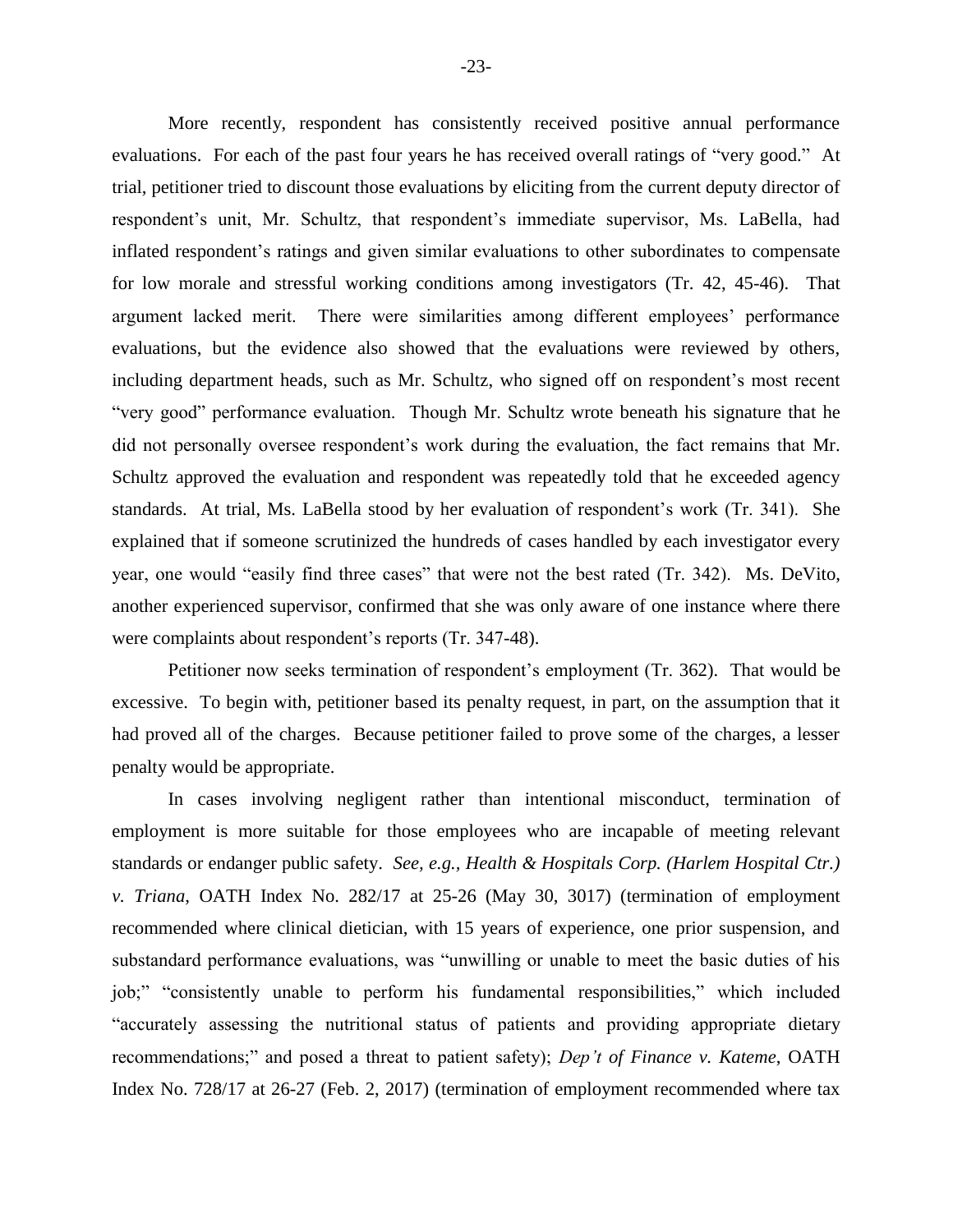More recently, respondent has consistently received positive annual performance evaluations. For each of the past four years he has received overall ratings of "very good." At trial, petitioner tried to discount those evaluations by eliciting from the current deputy director of respondent's unit, Mr. Schultz, that respondent's immediate supervisor, Ms. LaBella, had inflated respondent's ratings and given similar evaluations to other subordinates to compensate for low morale and stressful working conditions among investigators (Tr. 42, 45-46). That argument lacked merit. There were similarities among different employees' performance evaluations, but the evidence also showed that the evaluations were reviewed by others, including department heads, such as Mr. Schultz, who signed off on respondent's most recent "very good" performance evaluation. Though Mr. Schultz wrote beneath his signature that he did not personally oversee respondent's work during the evaluation, the fact remains that Mr. Schultz approved the evaluation and respondent was repeatedly told that he exceeded agency standards. At trial, Ms. LaBella stood by her evaluation of respondent's work (Tr. 341). She explained that if someone scrutinized the hundreds of cases handled by each investigator every year, one would "easily find three cases" that were not the best rated (Tr. 342). Ms. DeVito, another experienced supervisor, confirmed that she was only aware of one instance where there were complaints about respondent's reports (Tr. 347-48).

Petitioner now seeks termination of respondent's employment (Tr. 362). That would be excessive. To begin with, petitioner based its penalty request, in part, on the assumption that it had proved all of the charges. Because petitioner failed to prove some of the charges, a lesser penalty would be appropriate.

In cases involving negligent rather than intentional misconduct, termination of employment is more suitable for those employees who are incapable of meeting relevant standards or endanger public safety. *See, e.g., Health & Hospitals Corp. (Harlem Hospital Ctr.) v. Triana*, OATH Index No. 282/17 at 25-26 (May 30, 3017) (termination of employment recommended where clinical dietician, with 15 years of experience, one prior suspension, and substandard performance evaluations, was "unwilling or unable to meet the basic duties of his job;" "consistently unable to perform his fundamental responsibilities," which included "accurately assessing the nutritional status of patients and providing appropriate dietary recommendations;" and posed a threat to patient safety); *Dep't of Finance v. Kateme*, OATH Index No. 728/17 at 26-27 (Feb. 2, 2017) (termination of employment recommended where tax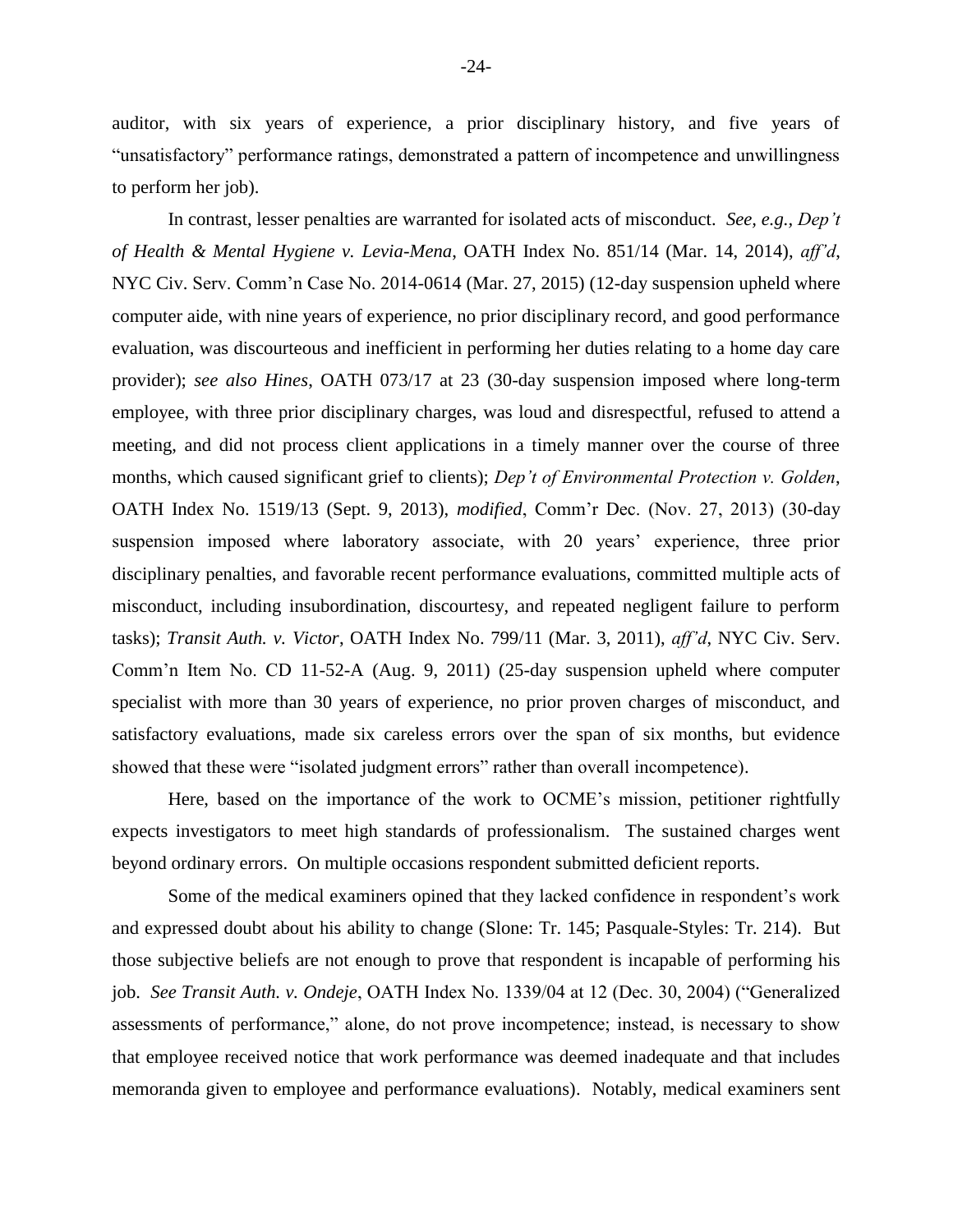auditor, with six years of experience, a prior disciplinary history, and five years of "unsatisfactory" performance ratings, demonstrated a pattern of incompetence and unwillingness to perform her job).

In contrast, lesser penalties are warranted for isolated acts of misconduct. *See, e.g.*, *Dep't of Health & Mental Hygiene v. Levia-Mena*, OATH Index No. 851/14 (Mar. 14, 2014), *aff'd*, NYC Civ. Serv. Comm'n Case No. 2014-0614 (Mar. 27, 2015) (12-day suspension upheld where computer aide, with nine years of experience, no prior disciplinary record, and good performance evaluation, was discourteous and inefficient in performing her duties relating to a home day care provider); *see also Hines*, OATH 073/17 at 23 (30-day suspension imposed where long-term employee, with three prior disciplinary charges, was loud and disrespectful, refused to attend a meeting, and did not process client applications in a timely manner over the course of three months, which caused significant grief to clients); *Dep't of Environmental Protection v. Golden*, OATH Index No. 1519/13 (Sept. 9, 2013), *modified*, Comm'r Dec. (Nov. 27, 2013) (30-day suspension imposed where laboratory associate, with 20 years' experience, three prior disciplinary penalties, and favorable recent performance evaluations, committed multiple acts of misconduct, including insubordination, discourtesy, and repeated negligent failure to perform tasks); *Transit Auth. v. Victor*, OATH Index No. 799/11 (Mar. 3, 2011), *aff'd*, NYC Civ. Serv. Comm'n Item No. CD 11-52-A (Aug. 9, 2011) (25-day suspension upheld where computer specialist with more than 30 years of experience, no prior proven charges of misconduct, and satisfactory evaluations, made six careless errors over the span of six months, but evidence showed that these were "isolated judgment errors" rather than overall incompetence).

Here, based on the importance of the work to OCME's mission, petitioner rightfully expects investigators to meet high standards of professionalism. The sustained charges went beyond ordinary errors. On multiple occasions respondent submitted deficient reports.

Some of the medical examiners opined that they lacked confidence in respondent's work and expressed doubt about his ability to change (Slone: Tr. 145; Pasquale-Styles: Tr. 214). But those subjective beliefs are not enough to prove that respondent is incapable of performing his job. *See Transit Auth. v. Ondeje*, OATH Index No. 1339/04 at 12 (Dec. 30, 2004) ("Generalized assessments of performance," alone, do not prove incompetence; instead, is necessary to show that employee received notice that work performance was deemed inadequate and that includes memoranda given to employee and performance evaluations). Notably, medical examiners sent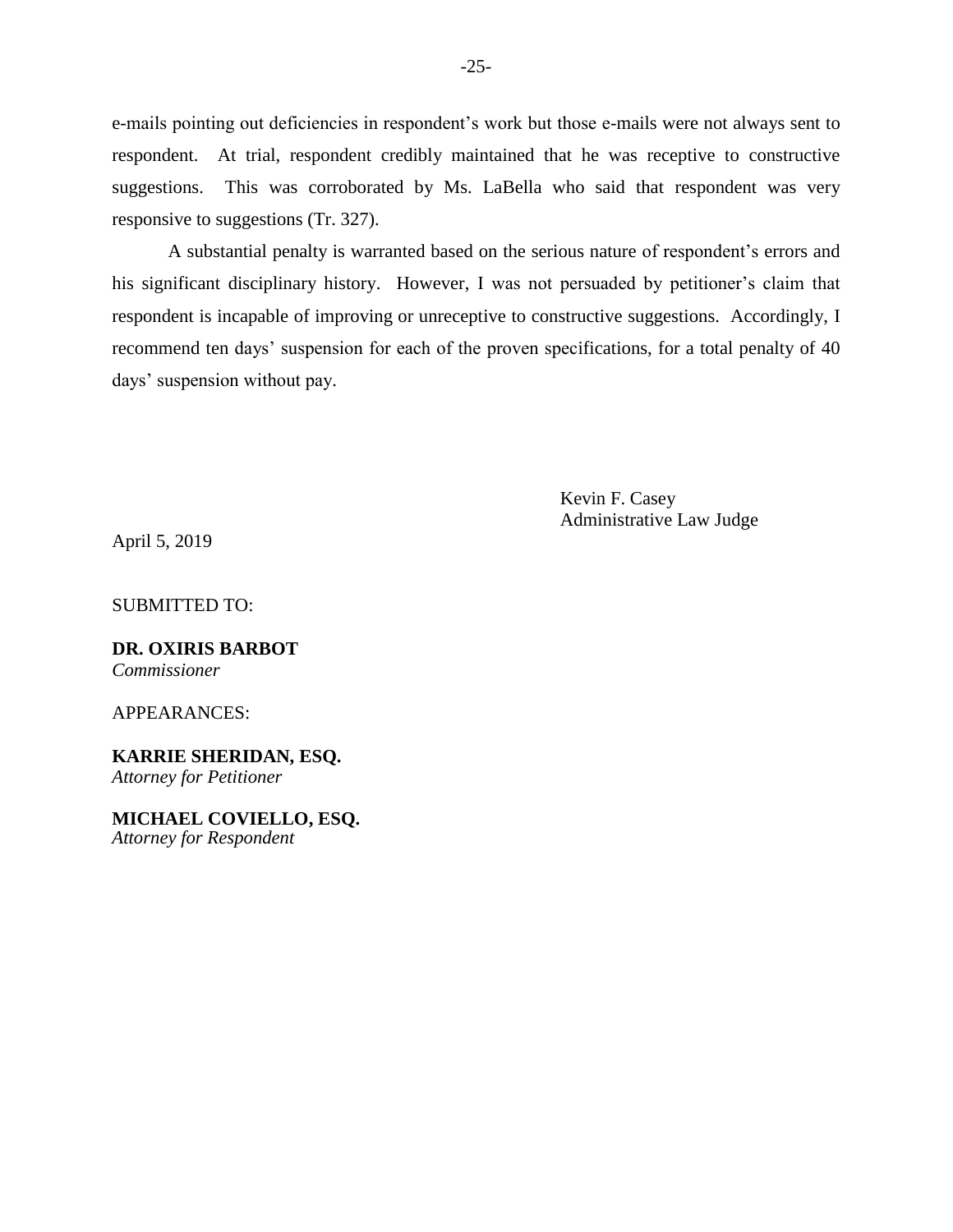e-mails pointing out deficiencies in respondent's work but those e-mails were not always sent to respondent. At trial, respondent credibly maintained that he was receptive to constructive suggestions. This was corroborated by Ms. LaBella who said that respondent was very responsive to suggestions (Tr. 327).

A substantial penalty is warranted based on the serious nature of respondent's errors and his significant disciplinary history. However, I was not persuaded by petitioner's claim that respondent is incapable of improving or unreceptive to constructive suggestions. Accordingly, I recommend ten days' suspension for each of the proven specifications, for a total penalty of 40 days' suspension without pay.

Kevin F. Casey
Administrative Law Judge

April 5, 2019

SUBMITTED TO:

**DR. OXIRIS BARBOT**
*Commissioner*

APPEARANCES:

**KARRIE SHERIDAN, ESQ.**
*Attorney for Petitioner*

**MICHAEL COVIELLO, ESQ.**
*Attorney for Respondent*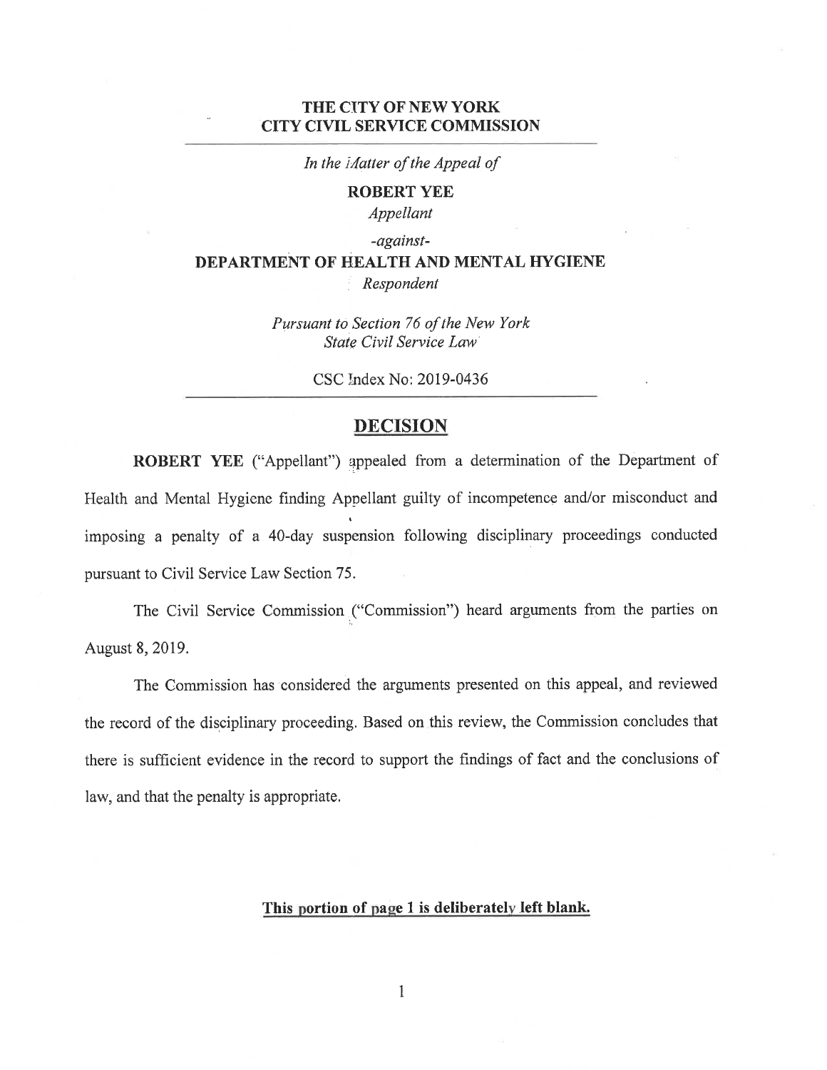**THE CITY OF NEW YORK**
**CITY CIVIL SERVICE COMMISSION**

---

*In the Matter of the Appeal of*

**ROBERT YEE**

*Appellant*

*-against-*

**DEPARTMENT OF HEALTH AND MENTAL HYGIENE**

*Respondent*

*Pursuant to Section 76 of the New York State Civil Service Law*

CSC Index No: 2019-0436

---

## DECISION

**ROBERT YEE** ("Appellant") appealed from a determination of the Department of Health and Mental Hygiene finding Appellant guilty of incompetence and/or misconduct and imposing a penalty of a 40-day suspension following disciplinary proceedings conducted pursuant to Civil Service Law Section 75.

The Civil Service Commission ("Commission") heard arguments from the parties on August 8, 2019.

The Commission has considered the arguments presented on this appeal, and reviewed the record of the disciplinary proceeding. Based on this review, the Commission concludes that there is sufficient evidence in the record to support the findings of fact and the conclusions of law, and that the penalty is appropriate.

**This portion of page 1 is deliberately left blank.**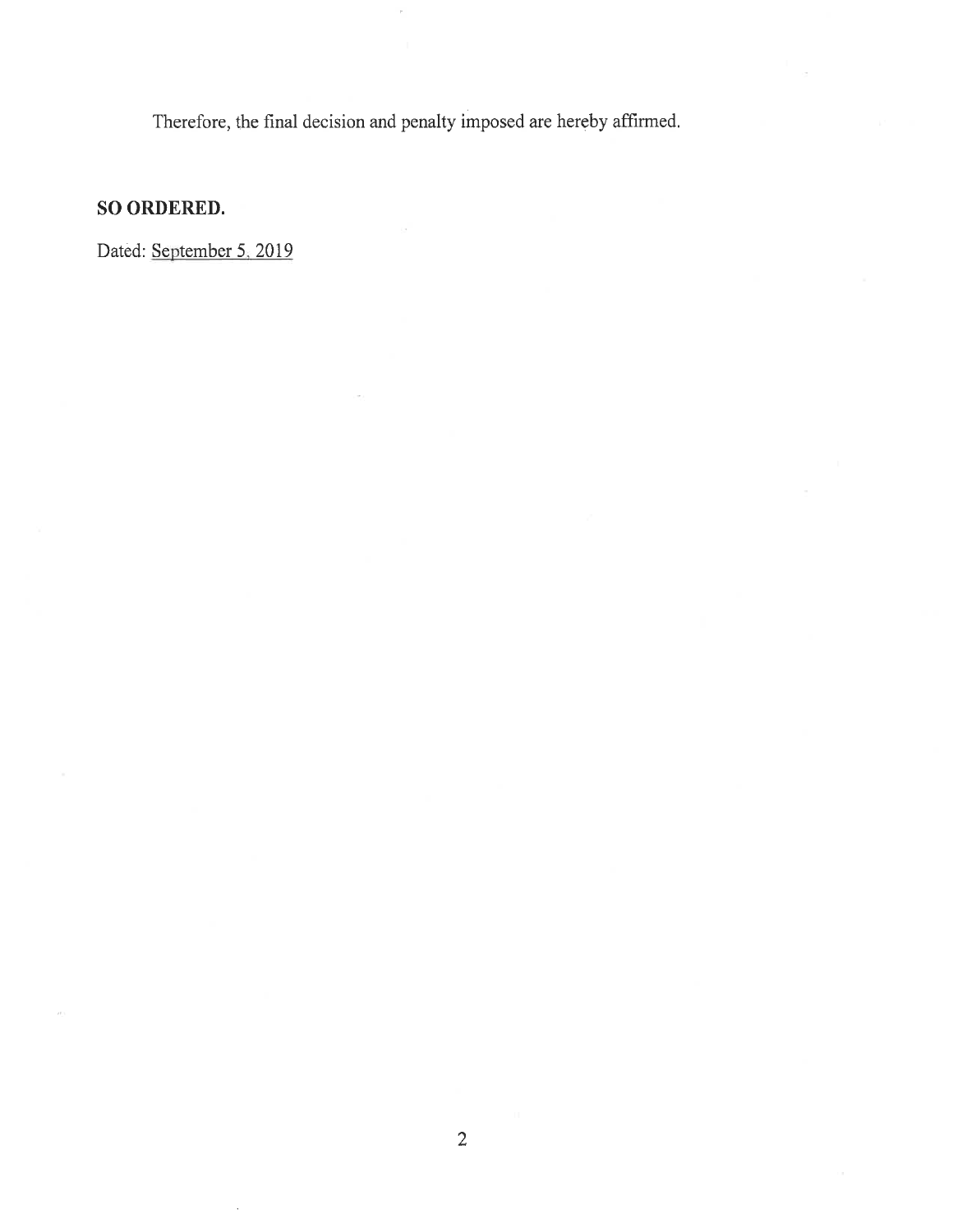Therefore, the final decision and penalty imposed are hereby affirmed.

**SO ORDERED.**

Dated: September 5, 2019